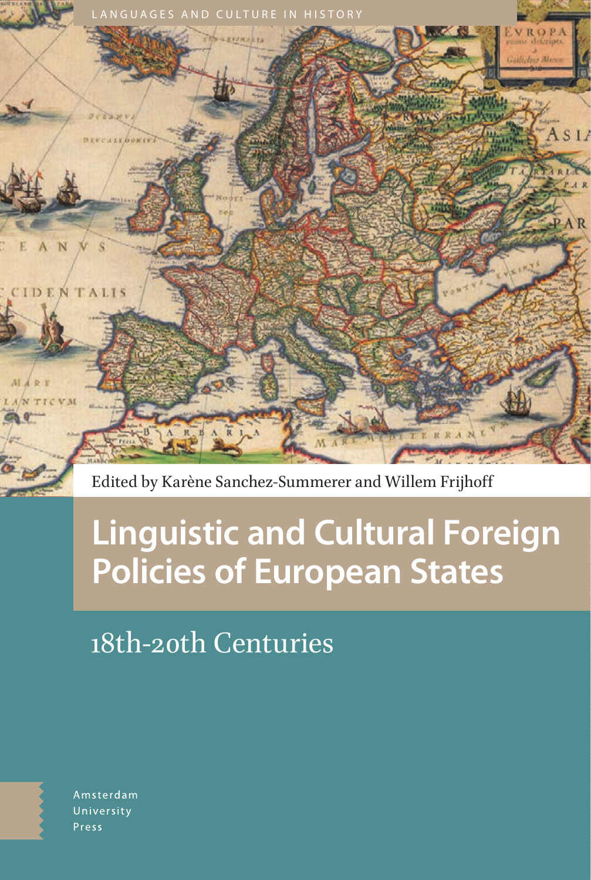LANGUAGES AND CULTURE IN HISTORY

Edited by Karène Sanchez-Summerer and Willem Frijhoff

# Linguistic and Cultural Foreign Policies of European States

## 18th-20th Centuries

Amsterdam University Press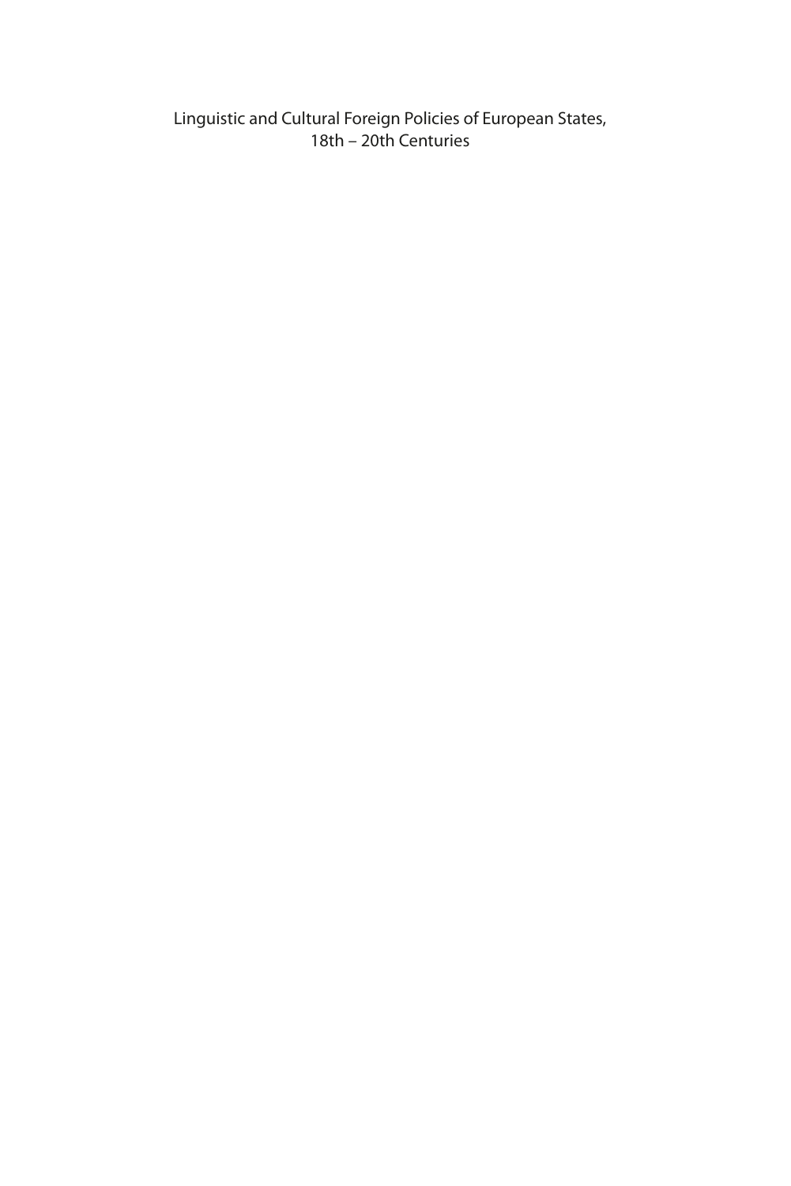Linguistic and Cultural Foreign Policies of European States, 18th – 20th Centuries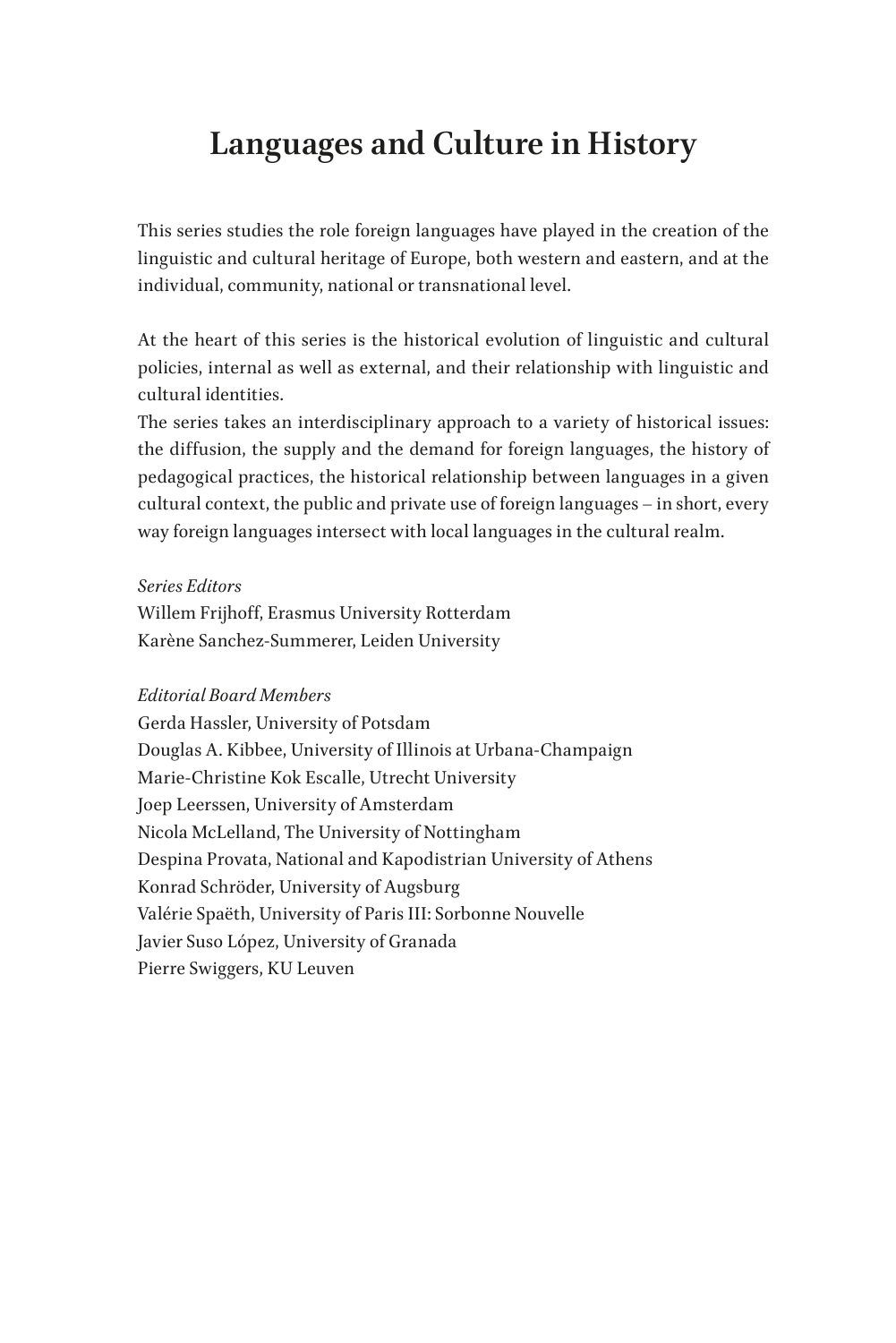# Languages and Culture in History

This series studies the role foreign languages have played in the creation of the linguistic and cultural heritage of Europe, both western and eastern, and at the individual, community, national or transnational level.

At the heart of this series is the historical evolution of linguistic and cultural policies, internal as well as external, and their relationship with linguistic and cultural identities.
The series takes an interdisciplinary approach to a variety of historical issues: the diffusion, the supply and the demand for foreign languages, the history of pedagogical practices, the historical relationship between languages in a given cultural context, the public and private use of foreign languages – in short, every way foreign languages intersect with local languages in the cultural realm.

*Series Editors*
Willem Frijhoff, Erasmus University Rotterdam
Karène Sanchez-Summerer, Leiden University

*Editorial Board Members*
Gerda Hassler, University of Potsdam
Douglas A. Kibbee, University of Illinois at Urbana-Champaign
Marie-Christine Kok Escalle, Utrecht University
Joep Leerssen, University of Amsterdam
Nicola McLelland, The University of Nottingham
Despina Provata, National and Kapodistrian University of Athens
Konrad Schröder, University of Augsburg
Valérie Spaëth, University of Paris III: Sorbonne Nouvelle
Javier Suso López, University of Granada
Pierre Swiggers, KU Leuven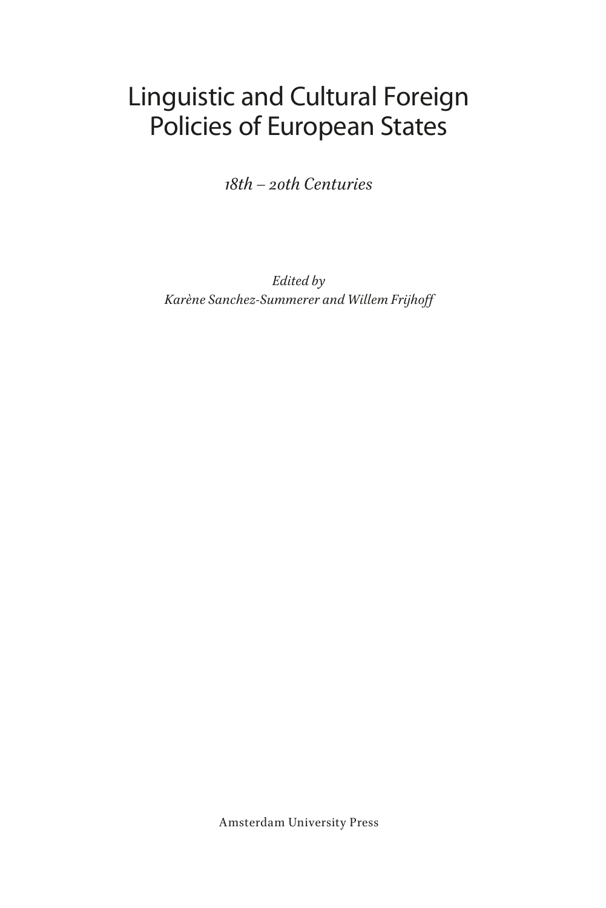# Linguistic and Cultural Foreign Policies of European States

*18th – 20th Centuries*

*Edited by*
*Karène Sanchez-Summerer and Willem Frijhoff*

Amsterdam University Press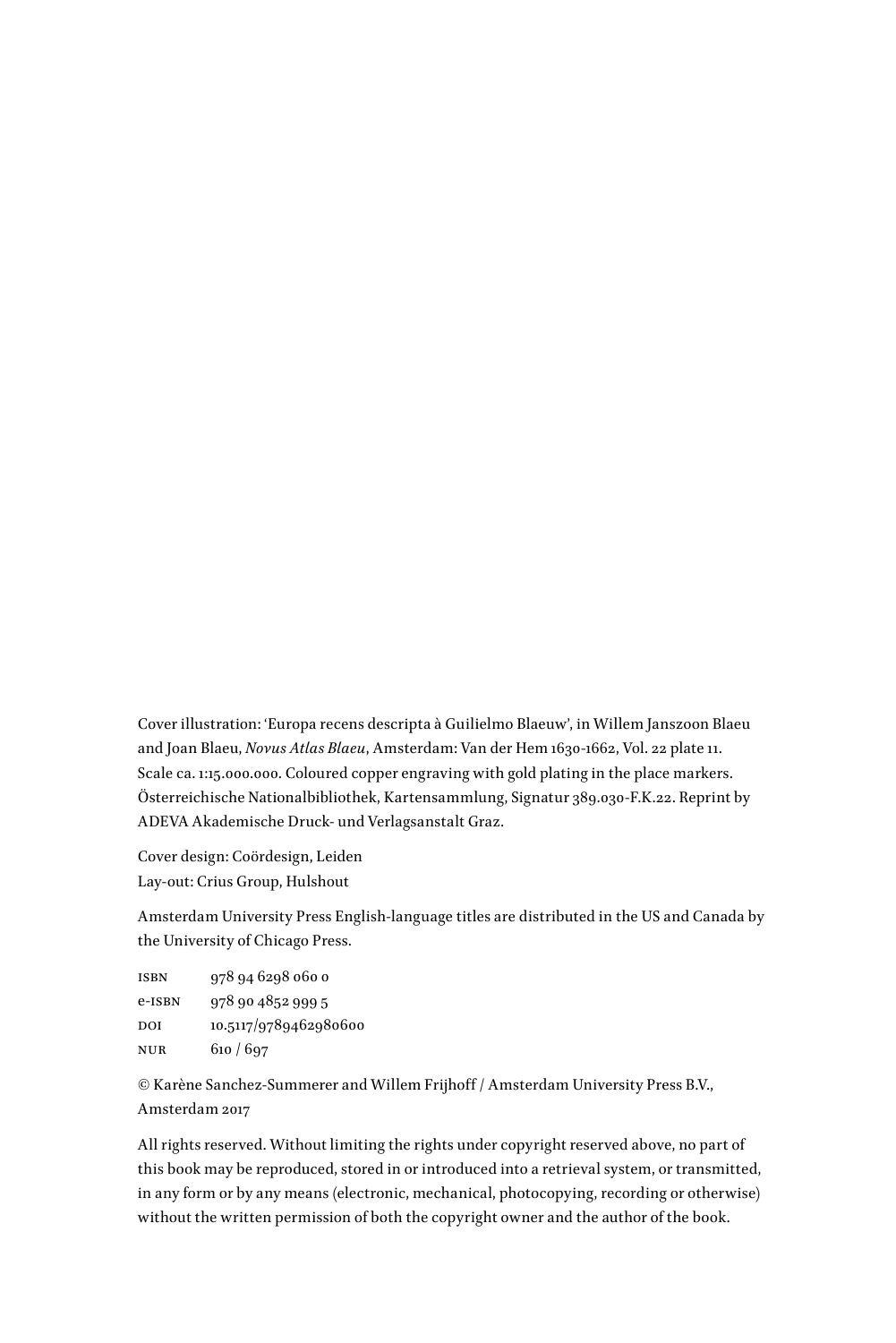Cover illustration: 'Europa recens descripta à Guilielmo Blaeuw', in Willem Janszoon Blaeu and Joan Blaeu, *Novus Atlas Blaeu*, Amsterdam: Van der Hem 1630-1662, Vol. 22 plate 11. Scale ca. 1:15.000.000. Coloured copper engraving with gold plating in the place markers. Österreichische Nationalbibliothek, Kartensammlung, Signatur 389.030-F.K.22. Reprint by ADEVA Akademische Druck- und Verlagsanstalt Graz.

Cover design: Coördesign, Leiden
Lay-out: Crius Group, Hulshout

Amsterdam University Press English-language titles are distributed in the US and Canada by the University of Chicago Press.

ISBN 978 94 6298 060 0
e-ISBN 978 90 4852 999 5
DOI 10.5117/9789462980600
NUR 610 / 697

© Karène Sanchez-Summerer and Willem Frijhoff / Amsterdam University Press B.V., Amsterdam 2017

All rights reserved. Without limiting the rights under copyright reserved above, no part of this book may be reproduced, stored in or introduced into a retrieval system, or transmitted, in any form or by any means (electronic, mechanical, photocopying, recording or otherwise) without the written permission of both the copyright owner and the author of the book.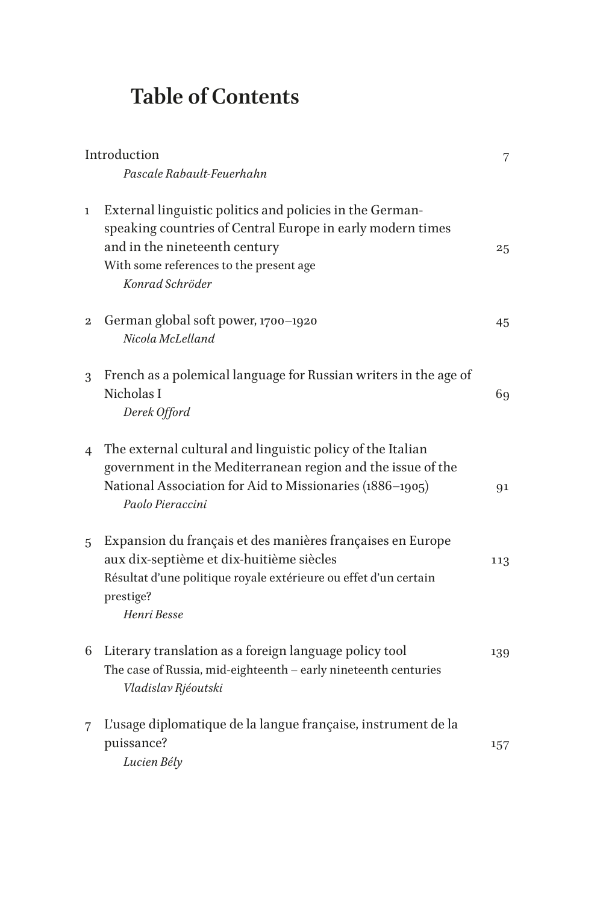# Table of Contents

Introduction 7
*Pascale Rabault-Feuerhahn*

1 External linguistic politics and policies in the German-speaking countries of Central Europe in early modern times and in the nineteenth century 25
With some references to the present age
*Konrad Schröder*

2 German global soft power, 1700–1920 45
*Nicola McLelland*

3 French as a polemical language for Russian writers in the age of Nicholas I 69
*Derek Offord*

4 The external cultural and linguistic policy of the Italian government in the Mediterranean region and the issue of the National Association for Aid to Missionaries (1886–1905) 91
*Paolo Pieraccini*

5 Expansion du français et des manières françaises en Europe aux dix-septième et dix-huitième siècles 113
Résultat d'une politique royale extérieure ou effet d'un certain prestige?
*Henri Besse*

6 Literary translation as a foreign language policy tool 139
The case of Russia, mid-eighteenth – early nineteenth centuries
*Vladislav Rjéoutski*

7 L'usage diplomatique de la langue française, instrument de la puissance? 157
*Lucien Bély*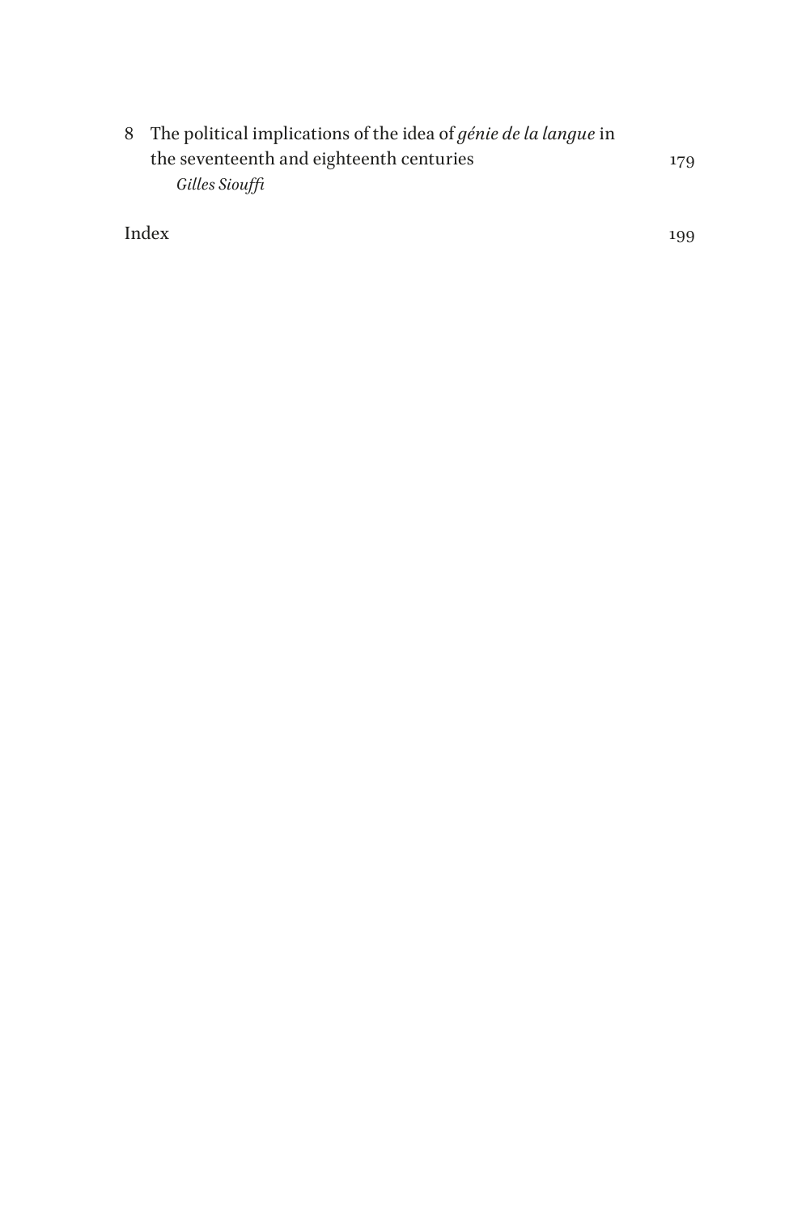8 The political implications of the idea of *génie de la langue* in the seventeenth and eighteenth centuries 179
*Gilles Siouffi*

Index 199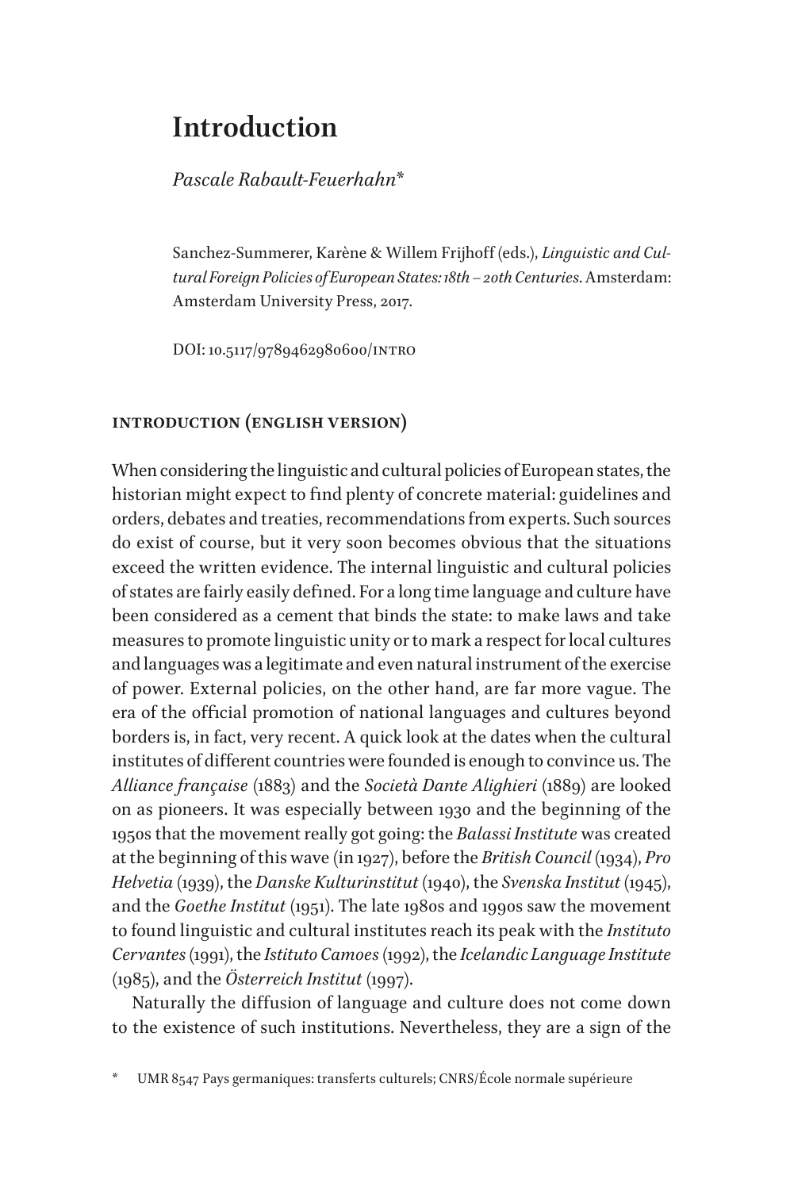# Introduction

*Pascale Rabault-Feuerhahn*[*]

Sanchez-Summerer, Karène & Willem Frijhoff (eds.), *Linguistic and Cultural Foreign Policies of European States: 18th – 20th Centuries*. Amsterdam: Amsterdam University Press, 2017.

DOI: 10.5117/9789462980600/INTRO

## Introduction (English version)

When considering the linguistic and cultural policies of European states, the historian might expect to find plenty of concrete material: guidelines and orders, debates and treaties, recommendations from experts. Such sources do exist of course, but it very soon becomes obvious that the situations exceed the written evidence. The internal linguistic and cultural policies of states are fairly easily defined. For a long time language and culture have been considered as a cement that binds the state: to make laws and take measures to promote linguistic unity or to mark a respect for local cultures and languages was a legitimate and even natural instrument of the exercise of power. External policies, on the other hand, are far more vague. The era of the official promotion of national languages and cultures beyond borders is, in fact, very recent. A quick look at the dates when the cultural institutes of different countries were founded is enough to convince us. The *Alliance française* (1883) and the *Società Dante Alighieri* (1889) are looked on as pioneers. It was especially between 1930 and the beginning of the 1950s that the movement really got going: the *Balassi Institute* was created at the beginning of this wave (in 1927), before the *British Council* (1934), *Pro Helvetia* (1939), the *Danske Kulturinstitut* (1940), the *Svenska Institut* (1945), and the *Goethe Institut* (1951). The late 1980s and 1990s saw the movement to found linguistic and cultural institutes reach its peak with the *Instituto Cervantes* (1991), the *Istituto Camoes* (1992), the *Icelandic Language Institute* (1985), and the *Österreich Institut* (1997).

Naturally the diffusion of language and culture does not come down to the existence of such institutions. Nevertheless, they are a sign of the

[*] UMR 8547 Pays germaniques: transferts culturels; CNRS/École normale supérieure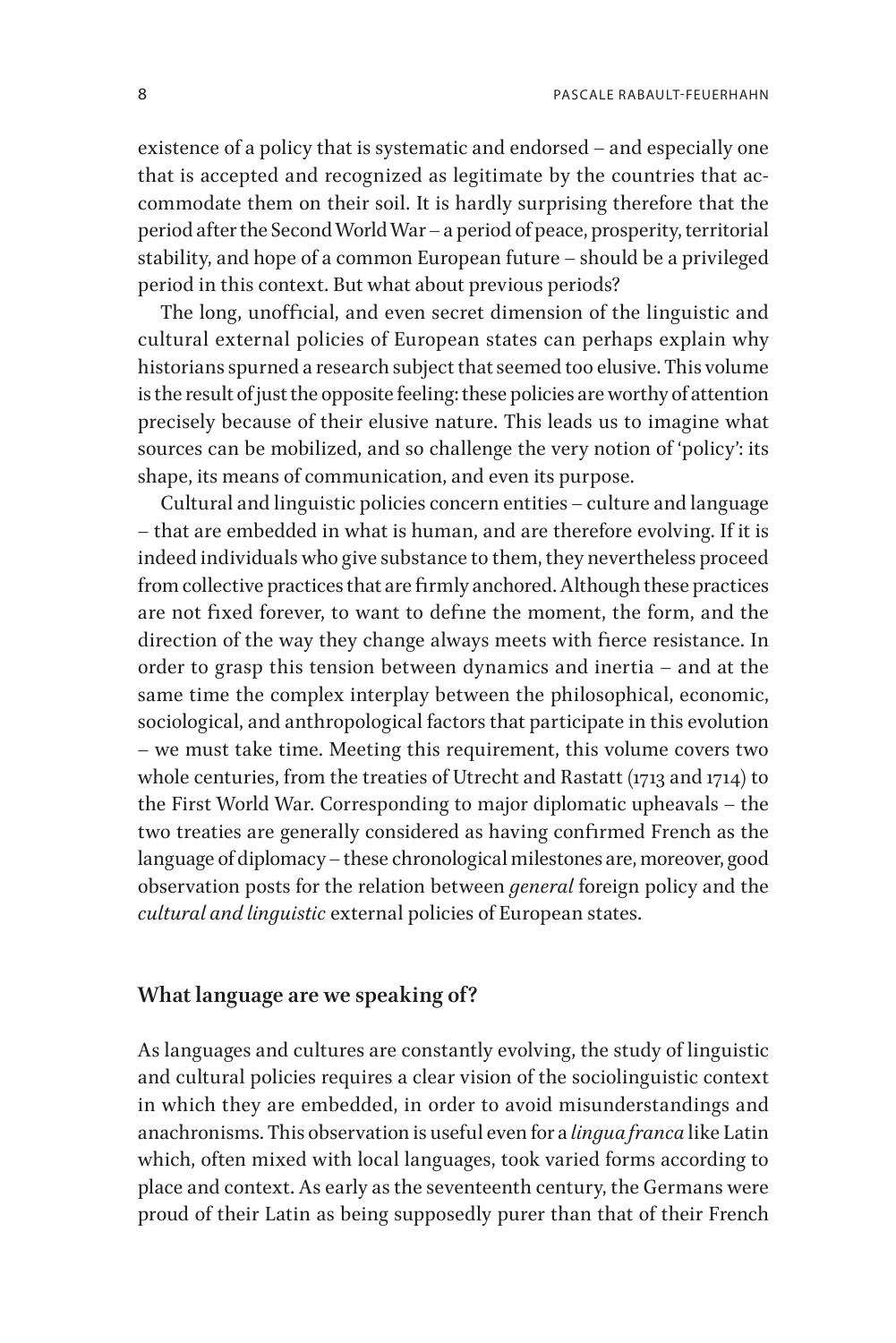existence of a policy that is systematic and endorsed – and especially one that is accepted and recognized as legitimate by the countries that accommodate them on their soil. It is hardly surprising therefore that the period after the Second World War – a period of peace, prosperity, territorial stability, and hope of a common European future – should be a privileged period in this context. But what about previous periods?

The long, unofficial, and even secret dimension of the linguistic and cultural external policies of European states can perhaps explain why historians spurned a research subject that seemed too elusive. This volume is the result of just the opposite feeling: these policies are worthy of attention precisely because of their elusive nature. This leads us to imagine what sources can be mobilized, and so challenge the very notion of 'policy': its shape, its means of communication, and even its purpose.

Cultural and linguistic policies concern entities – culture and language – that are embedded in what is human, and are therefore evolving. If it is indeed individuals who give substance to them, they nevertheless proceed from collective practices that are firmly anchored. Although these practices are not fixed forever, to want to define the moment, the form, and the direction of the way they change always meets with fierce resistance. In order to grasp this tension between dynamics and inertia – and at the same time the complex interplay between the philosophical, economic, sociological, and anthropological factors that participate in this evolution – we must take time. Meeting this requirement, this volume covers two whole centuries, from the treaties of Utrecht and Rastatt (1713 and 1714) to the First World War. Corresponding to major diplomatic upheavals – the two treaties are generally considered as having confirmed French as the language of diplomacy – these chronological milestones are, moreover, good observation posts for the relation between *general* foreign policy and the *cultural and linguistic* external policies of European states.

## What language are we speaking of?

As languages and cultures are constantly evolving, the study of linguistic and cultural policies requires a clear vision of the sociolinguistic context in which they are embedded, in order to avoid misunderstandings and anachronisms. This observation is useful even for a *lingua franca* like Latin which, often mixed with local languages, took varied forms according to place and context. As early as the seventeenth century, the Germans were proud of their Latin as being supposedly purer than that of their French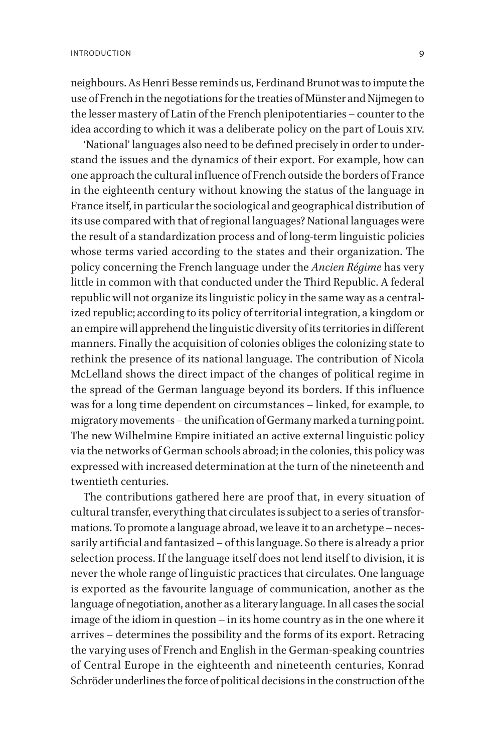neighbours. As Henri Besse reminds us, Ferdinand Brunot was to impute the use of French in the negotiations for the treaties of Münster and Nijmegen to the lesser mastery of Latin of the French plenipotentiaries – counter to the idea according to which it was a deliberate policy on the part of Louis XIV.

'National' languages also need to be defined precisely in order to understand the issues and the dynamics of their export. For example, how can one approach the cultural influence of French outside the borders of France in the eighteenth century without knowing the status of the language in France itself, in particular the sociological and geographical distribution of its use compared with that of regional languages? National languages were the result of a standardization process and of long-term linguistic policies whose terms varied according to the states and their organization. The policy concerning the French language under the *Ancien Régime* has very little in common with that conducted under the Third Republic. A federal republic will not organize its linguistic policy in the same way as a centralized republic; according to its policy of territorial integration, a kingdom or an empire will apprehend the linguistic diversity of its territories in different manners. Finally the acquisition of colonies obliges the colonizing state to rethink the presence of its national language. The contribution of Nicola McLelland shows the direct impact of the changes of political regime in the spread of the German language beyond its borders. If this influence was for a long time dependent on circumstances – linked, for example, to migratory movements – the unification of Germany marked a turning point. The new Wilhelmine Empire initiated an active external linguistic policy via the networks of German schools abroad; in the colonies, this policy was expressed with increased determination at the turn of the nineteenth and twentieth centuries.

The contributions gathered here are proof that, in every situation of cultural transfer, everything that circulates is subject to a series of transformations. To promote a language abroad, we leave it to an archetype – necessarily artificial and fantasized – of this language. So there is already a prior selection process. If the language itself does not lend itself to division, it is never the whole range of linguistic practices that circulates. One language is exported as the favourite language of communication, another as the language of negotiation, another as a literary language. In all cases the social image of the idiom in question – in its home country as in the one where it arrives – determines the possibility and the forms of its export. Retracing the varying uses of French and English in the German-speaking countries of Central Europe in the eighteenth and nineteenth centuries, Konrad Schröder underlines the force of political decisions in the construction of the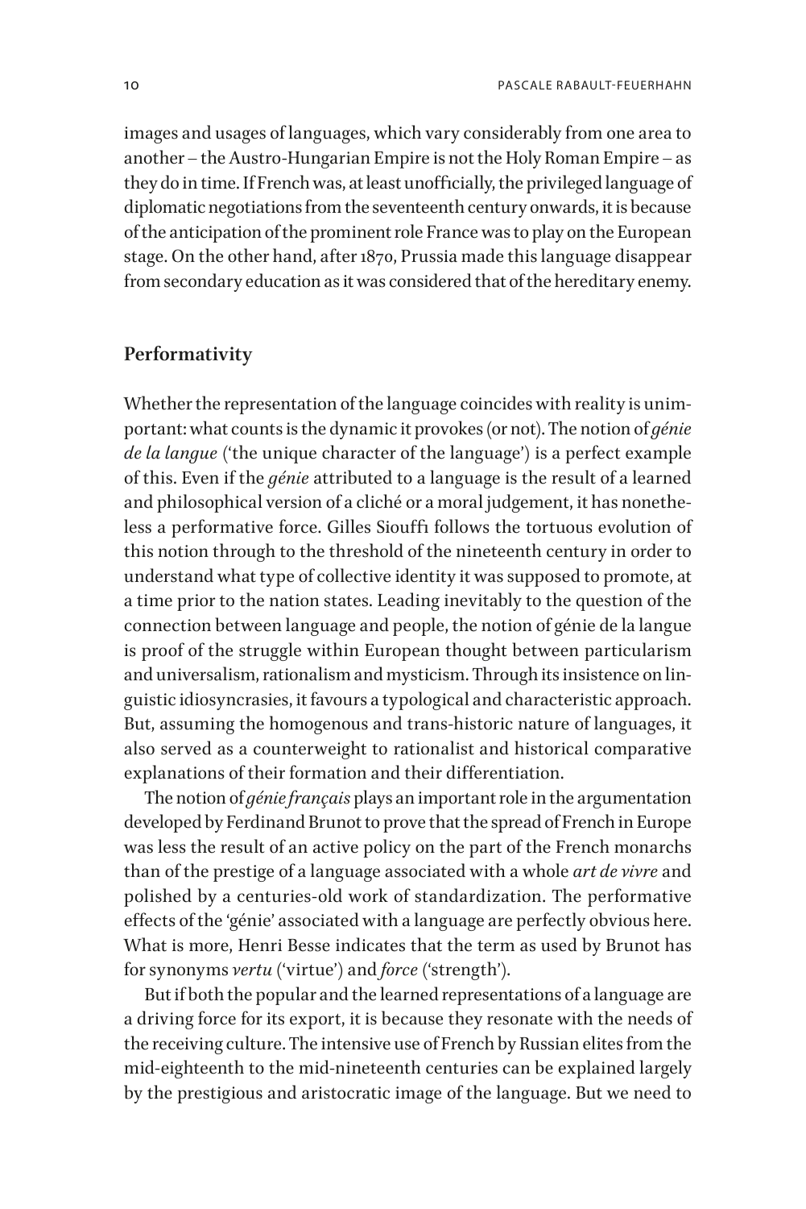images and usages of languages, which vary considerably from one area to another – the Austro-Hungarian Empire is not the Holy Roman Empire – as they do in time. If French was, at least unofficially, the privileged language of diplomatic negotiations from the seventeenth century onwards, it is because of the anticipation of the prominent role France was to play on the European stage. On the other hand, after 1870, Prussia made this language disappear from secondary education as it was considered that of the hereditary enemy.

## Performativity

Whether the representation of the language coincides with reality is unimportant: what counts is the dynamic it provokes (or not). The notion of *génie de la langue* ('the unique character of the language') is a perfect example of this. Even if the *génie* attributed to a language is the result of a learned and philosophical version of a cliché or a moral judgement, it has nonetheless a performative force. Gilles Siouffi follows the tortuous evolution of this notion through to the threshold of the nineteenth century in order to understand what type of collective identity it was supposed to promote, at a time prior to the nation states. Leading inevitably to the question of the connection between language and people, the notion of génie de la langue is proof of the struggle within European thought between particularism and universalism, rationalism and mysticism. Through its insistence on linguistic idiosyncrasies, it favours a typological and characteristic approach. But, assuming the homogenous and trans-historic nature of languages, it also served as a counterweight to rationalist and historical comparative explanations of their formation and their differentiation.

The notion of *génie français* plays an important role in the argumentation developed by Ferdinand Brunot to prove that the spread of French in Europe was less the result of an active policy on the part of the French monarchs than of the prestige of a language associated with a whole *art de vivre* and polished by a centuries-old work of standardization. The performative effects of the 'génie' associated with a language are perfectly obvious here. What is more, Henri Besse indicates that the term as used by Brunot has for synonyms *vertu* ('virtue') and *force* ('strength').

But if both the popular and the learned representations of a language are a driving force for its export, it is because they resonate with the needs of the receiving culture. The intensive use of French by Russian elites from the mid-eighteenth to the mid-nineteenth centuries can be explained largely by the prestigious and aristocratic image of the language. But we need to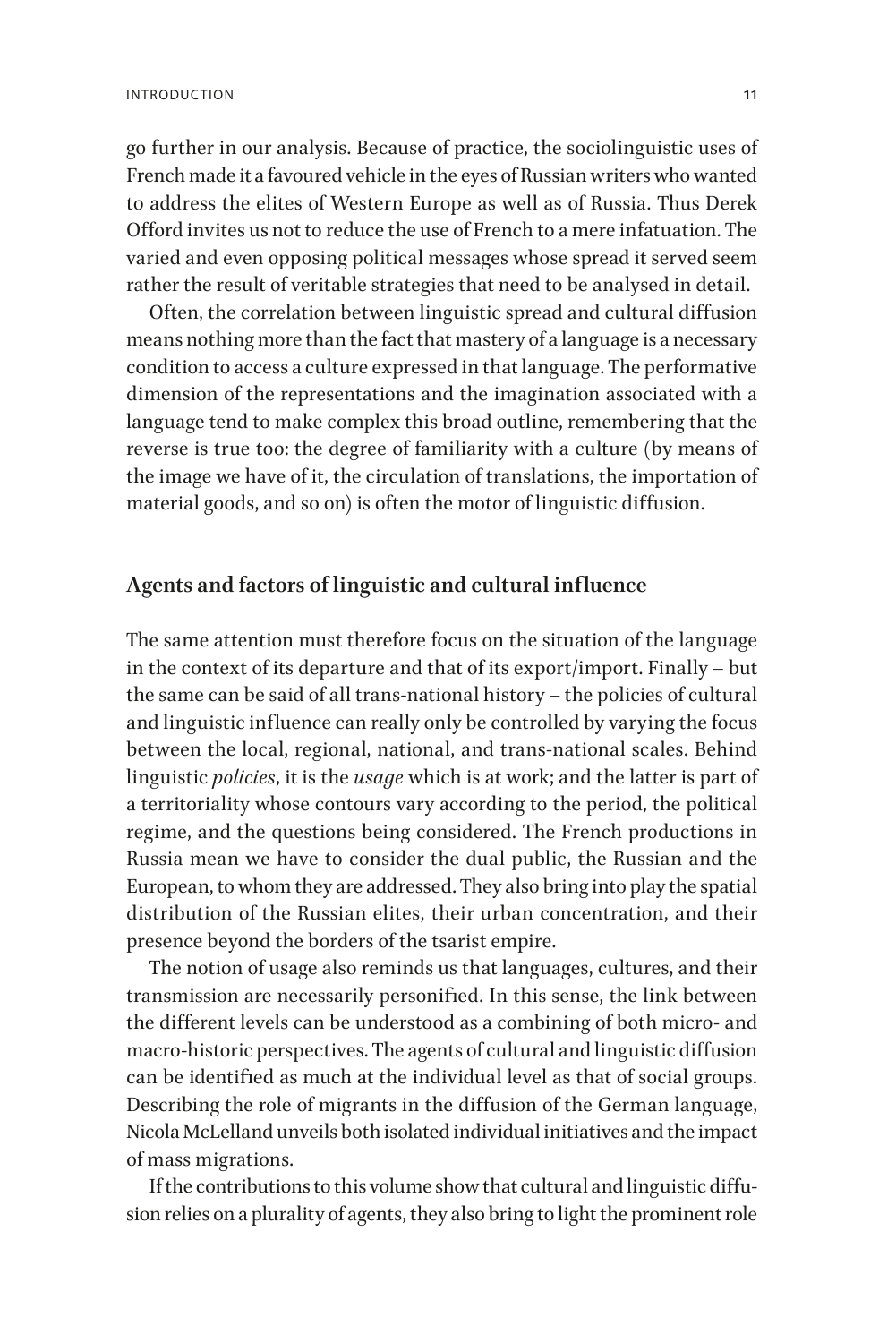go further in our analysis. Because of practice, the sociolinguistic uses of French made it a favoured vehicle in the eyes of Russian writers who wanted to address the elites of Western Europe as well as of Russia. Thus Derek Offord invites us not to reduce the use of French to a mere infatuation. The varied and even opposing political messages whose spread it served seem rather the result of veritable strategies that need to be analysed in detail.

Often, the correlation between linguistic spread and cultural diffusion means nothing more than the fact that mastery of a language is a necessary condition to access a culture expressed in that language. The performative dimension of the representations and the imagination associated with a language tend to make complex this broad outline, remembering that the reverse is true too: the degree of familiarity with a culture (by means of the image we have of it, the circulation of translations, the importation of material goods, and so on) is often the motor of linguistic diffusion.

## Agents and factors of linguistic and cultural influence

The same attention must therefore focus on the situation of the language in the context of its departure and that of its export/import. Finally – but the same can be said of all trans-national history – the policies of cultural and linguistic influence can really only be controlled by varying the focus between the local, regional, national, and trans-national scales. Behind linguistic *policies*, it is the *usage* which is at work; and the latter is part of a territoriality whose contours vary according to the period, the political regime, and the questions being considered. The French productions in Russia mean we have to consider the dual public, the Russian and the European, to whom they are addressed. They also bring into play the spatial distribution of the Russian elites, their urban concentration, and their presence beyond the borders of the tsarist empire.

The notion of usage also reminds us that languages, cultures, and their transmission are necessarily personified. In this sense, the link between the different levels can be understood as a combining of both micro- and macro-historic perspectives. The agents of cultural and linguistic diffusion can be identified as much at the individual level as that of social groups. Describing the role of migrants in the diffusion of the German language, Nicola McLelland unveils both isolated individual initiatives and the impact of mass migrations.

If the contributions to this volume show that cultural and linguistic diffusion relies on a plurality of agents, they also bring to light the prominent role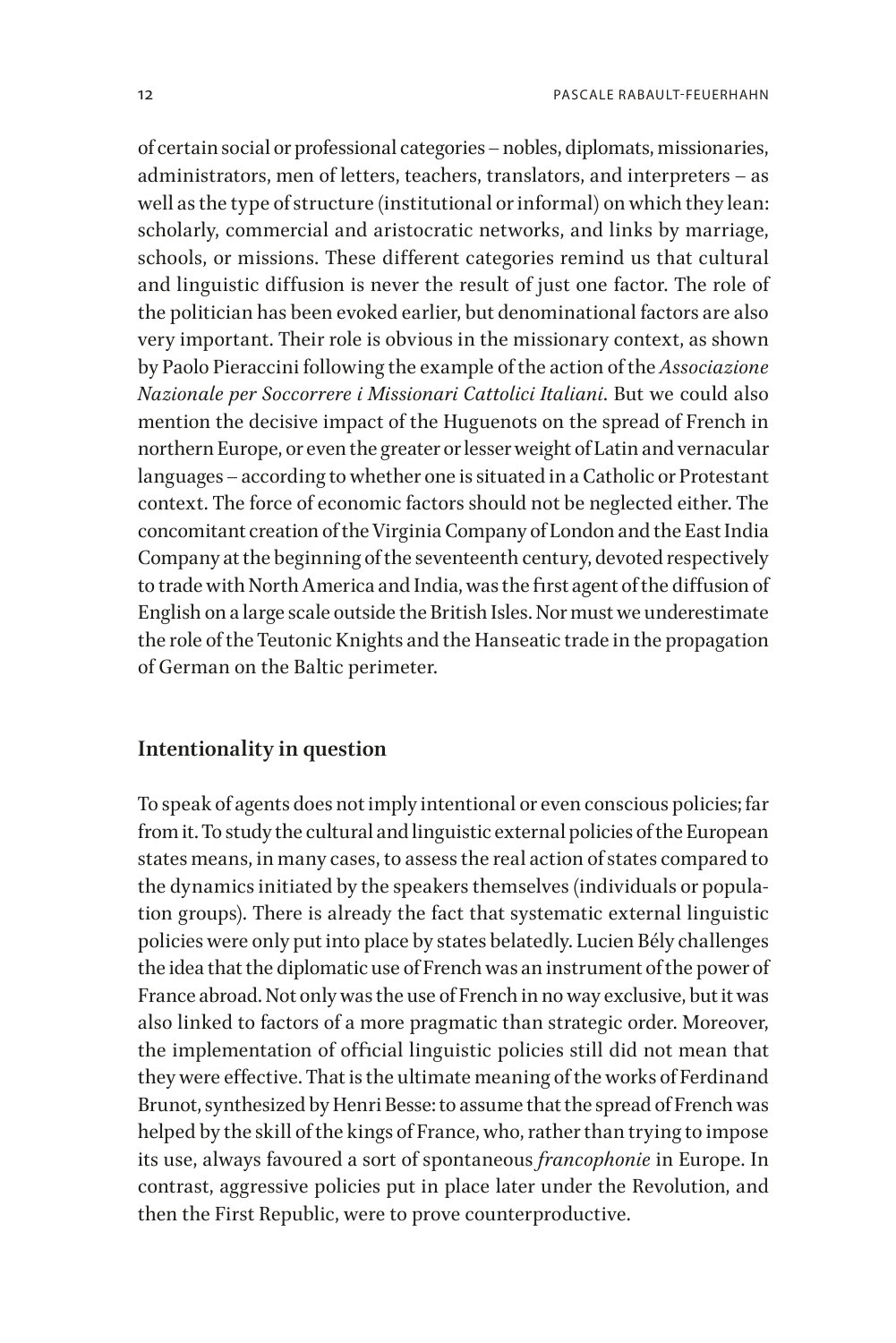of certain social or professional categories – nobles, diplomats, missionaries, administrators, men of letters, teachers, translators, and interpreters – as well as the type of structure (institutional or informal) on which they lean: scholarly, commercial and aristocratic networks, and links by marriage, schools, or missions. These different categories remind us that cultural and linguistic diffusion is never the result of just one factor. The role of the politician has been evoked earlier, but denominational factors are also very important. Their role is obvious in the missionary context, as shown by Paolo Pieraccini following the example of the action of the *Associazione Nazionale per Soccorrere i Missionari Cattolici Italiani*. But we could also mention the decisive impact of the Huguenots on the spread of French in northern Europe, or even the greater or lesser weight of Latin and vernacular languages – according to whether one is situated in a Catholic or Protestant context. The force of economic factors should not be neglected either. The concomitant creation of the Virginia Company of London and the East India Company at the beginning of the seventeenth century, devoted respectively to trade with North America and India, was the first agent of the diffusion of English on a large scale outside the British Isles. Nor must we underestimate the role of the Teutonic Knights and the Hanseatic trade in the propagation of German on the Baltic perimeter.

## Intentionality in question

To speak of agents does not imply intentional or even conscious policies; far from it. To study the cultural and linguistic external policies of the European states means, in many cases, to assess the real action of states compared to the dynamics initiated by the speakers themselves (individuals or population groups). There is already the fact that systematic external linguistic policies were only put into place by states belatedly. Lucien Bély challenges the idea that the diplomatic use of French was an instrument of the power of France abroad. Not only was the use of French in no way exclusive, but it was also linked to factors of a more pragmatic than strategic order. Moreover, the implementation of official linguistic policies still did not mean that they were effective. That is the ultimate meaning of the works of Ferdinand Brunot, synthesized by Henri Besse: to assume that the spread of French was helped by the skill of the kings of France, who, rather than trying to impose its use, always favoured a sort of spontaneous *francophonie* in Europe. In contrast, aggressive policies put in place later under the Revolution, and then the First Republic, were to prove counterproductive.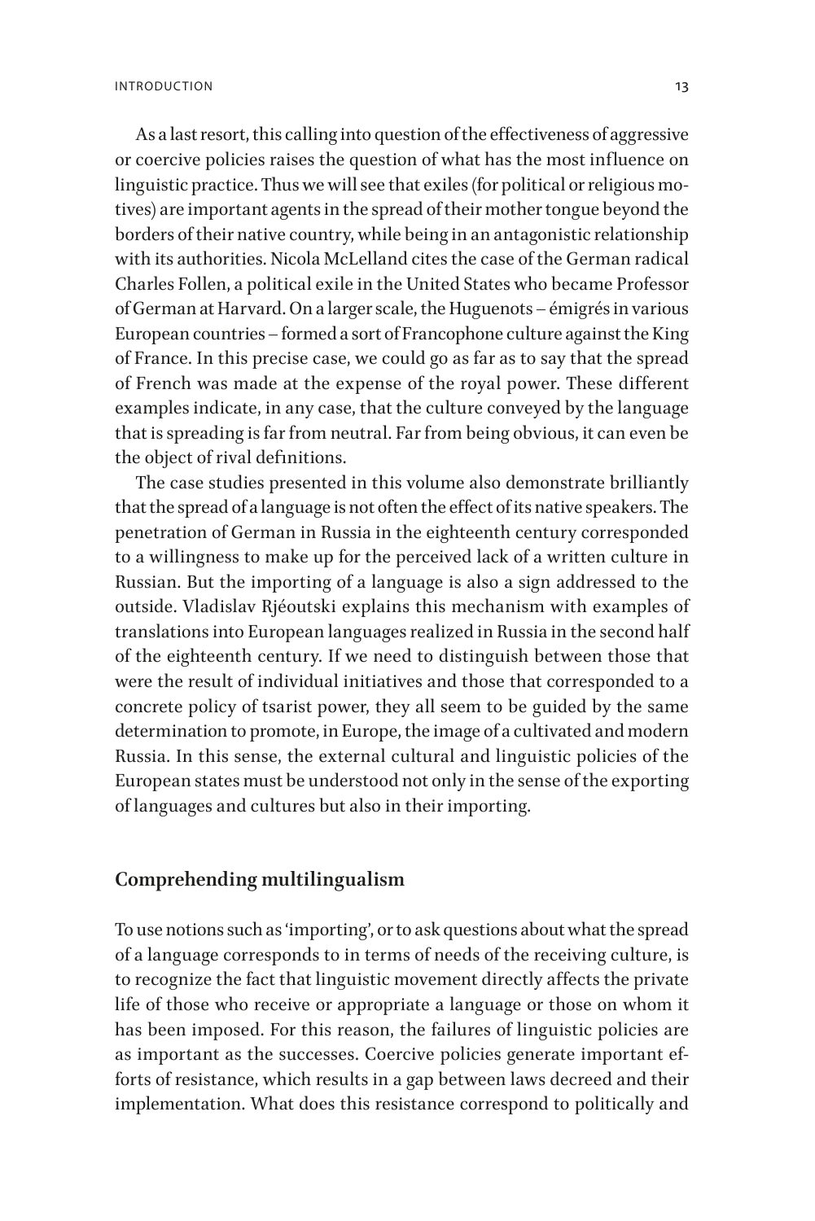As a last resort, this calling into question of the effectiveness of aggressive or coercive policies raises the question of what has the most influence on linguistic practice. Thus we will see that exiles (for political or religious motives) are important agents in the spread of their mother tongue beyond the borders of their native country, while being in an antagonistic relationship with its authorities. Nicola McLelland cites the case of the German radical Charles Follen, a political exile in the United States who became Professor of German at Harvard. On a larger scale, the Huguenots – émigrés in various European countries – formed a sort of Francophone culture against the King of France. In this precise case, we could go as far as to say that the spread of French was made at the expense of the royal power. These different examples indicate, in any case, that the culture conveyed by the language that is spreading is far from neutral. Far from being obvious, it can even be the object of rival definitions.

The case studies presented in this volume also demonstrate brilliantly that the spread of a language is not often the effect of its native speakers. The penetration of German in Russia in the eighteenth century corresponded to a willingness to make up for the perceived lack of a written culture in Russian. But the importing of a language is also a sign addressed to the outside. Vladislav Rjéoutski explains this mechanism with examples of translations into European languages realized in Russia in the second half of the eighteenth century. If we need to distinguish between those that were the result of individual initiatives and those that corresponded to a concrete policy of tsarist power, they all seem to be guided by the same determination to promote, in Europe, the image of a cultivated and modern Russia. In this sense, the external cultural and linguistic policies of the European states must be understood not only in the sense of the exporting of languages and cultures but also in their importing.

## Comprehending multilingualism

To use notions such as 'importing', or to ask questions about what the spread of a language corresponds to in terms of needs of the receiving culture, is to recognize the fact that linguistic movement directly affects the private life of those who receive or appropriate a language or those on whom it has been imposed. For this reason, the failures of linguistic policies are as important as the successes. Coercive policies generate important efforts of resistance, which results in a gap between laws decreed and their implementation. What does this resistance correspond to politically and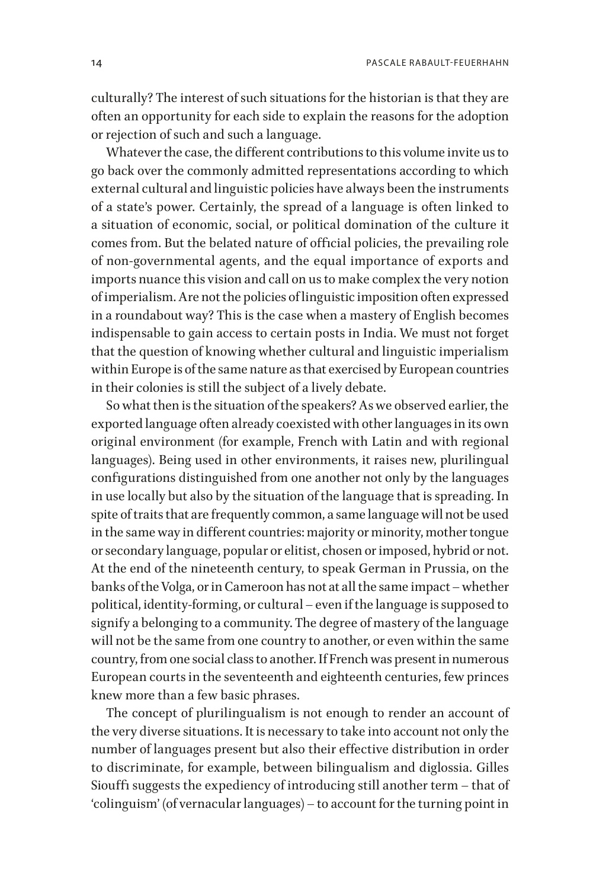culturally? The interest of such situations for the historian is that they are often an opportunity for each side to explain the reasons for the adoption or rejection of such and such a language.

Whatever the case, the different contributions to this volume invite us to go back over the commonly admitted representations according to which external cultural and linguistic policies have always been the instruments of a state's power. Certainly, the spread of a language is often linked to a situation of economic, social, or political domination of the culture it comes from. But the belated nature of official policies, the prevailing role of non-governmental agents, and the equal importance of exports and imports nuance this vision and call on us to make complex the very notion of imperialism. Are not the policies of linguistic imposition often expressed in a roundabout way? This is the case when a mastery of English becomes indispensable to gain access to certain posts in India. We must not forget that the question of knowing whether cultural and linguistic imperialism within Europe is of the same nature as that exercised by European countries in their colonies is still the subject of a lively debate.

So what then is the situation of the speakers? As we observed earlier, the exported language often already coexisted with other languages in its own original environment (for example, French with Latin and with regional languages). Being used in other environments, it raises new, plurilingual configurations distinguished from one another not only by the languages in use locally but also by the situation of the language that is spreading. In spite of traits that are frequently common, a same language will not be used in the same way in different countries: majority or minority, mother tongue or secondary language, popular or elitist, chosen or imposed, hybrid or not. At the end of the nineteenth century, to speak German in Prussia, on the banks of the Volga, or in Cameroon has not at all the same impact – whether political, identity-forming, or cultural – even if the language is supposed to signify a belonging to a community. The degree of mastery of the language will not be the same from one country to another, or even within the same country, from one social class to another. If French was present in numerous European courts in the seventeenth and eighteenth centuries, few princes knew more than a few basic phrases.

The concept of plurilingualism is not enough to render an account of the very diverse situations. It is necessary to take into account not only the number of languages present but also their effective distribution in order to discriminate, for example, between bilingualism and diglossia. Gilles Siouffi suggests the expediency of introducing still another term – that of 'colinguism' (of vernacular languages) – to account for the turning point in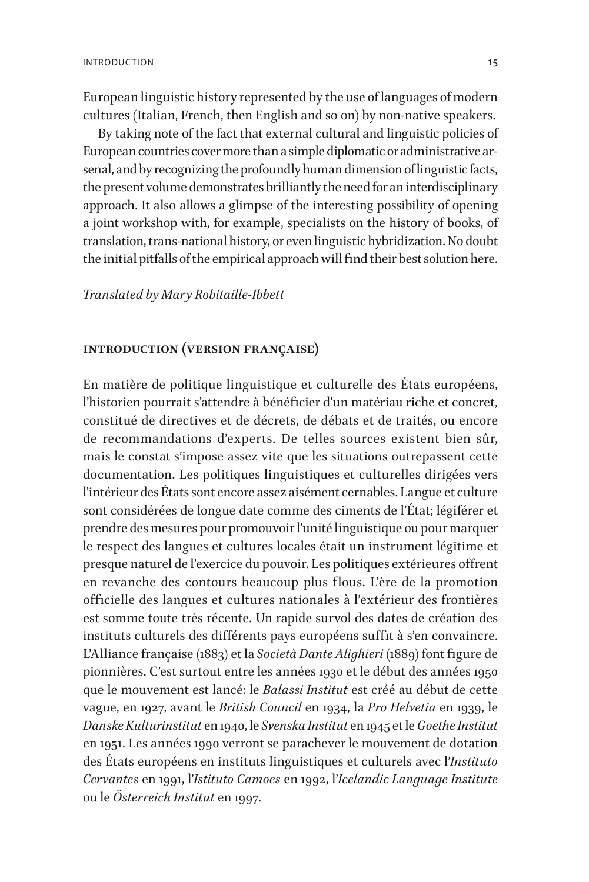European linguistic history represented by the use of languages of modern cultures (Italian, French, then English and so on) by non-native speakers.

By taking note of the fact that external cultural and linguistic policies of European countries cover more than a simple diplomatic or administrative arsenal, and by recognizing the profoundly human dimension of linguistic facts, the present volume demonstrates brilliantly the need for an interdisciplinary approach. It also allows a glimpse of the interesting possibility of opening a joint workshop with, for example, specialists on the history of books, of translation, trans-national history, or even linguistic hybridization. No doubt the initial pitfalls of the empirical approach will find their best solution here.

*Translated by Mary Robitaille-Ibbett*

## Introduction (version française)

En matière de politique linguistique et culturelle des États européens, l'historien pourrait s'attendre à bénéficier d'un matériau riche et concret, constitué de directives et de décrets, de débats et de traités, ou encore de recommandations d'experts. De telles sources existent bien sûr, mais le constat s'impose assez vite que les situations outrepassent cette documentation. Les politiques linguistiques et culturelles dirigées vers l'intérieur des États sont encore assez aisément cernables. Langue et culture sont considérées de longue date comme des ciments de l'État; légiférer et prendre des mesures pour promouvoir l'unité linguistique ou pour marquer le respect des langues et cultures locales était un instrument légitime et presque naturel de l'exercice du pouvoir. Les politiques extérieures offrent en revanche des contours beaucoup plus flous. L'ère de la promotion officielle des langues et cultures nationales à l'extérieur des frontières est somme toute très récente. Un rapide survol des dates de création des instituts culturels des différents pays européens suffit à s'en convaincre. L'Alliance française (1883) et la *Società Dante Alighieri* (1889) font figure de pionnières. C'est surtout entre les années 1930 et le début des années 1950 que le mouvement est lancé: le *Balassi Institut* est créé au début de cette vague, en 1927, avant le *British Council* en 1934, la *Pro Helvetia* en 1939, le *Danske Kulturinstitut* en 1940, le *Svenska Institut* en 1945 et le *Goethe Institut* en 1951. Les années 1990 verront se parachever le mouvement de dotation des États européens en instituts linguistiques et culturels avec l'*Instituto Cervantes* en 1991, l'*Istituto Camoes* en 1992, l'*Icelandic Language Institute* ou le *Österreich Institut* en 1997.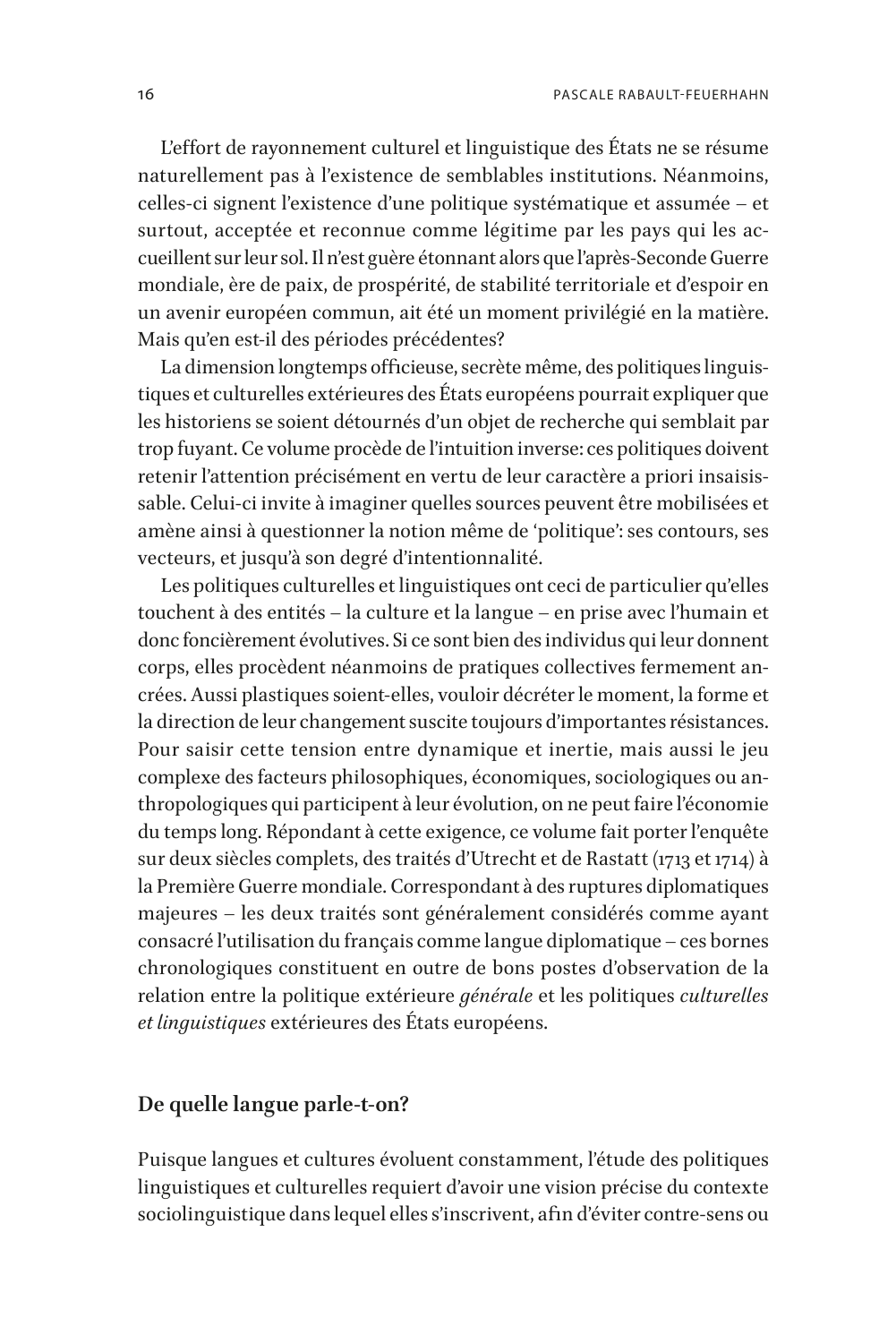L'effort de rayonnement culturel et linguistique des États ne se résume naturellement pas à l'existence de semblables institutions. Néanmoins, celles-ci signent l'existence d'une politique systématique et assumée – et surtout, acceptée et reconnue comme légitime par les pays qui les accueillent sur leur sol. Il n'est guère étonnant alors que l'après-Seconde Guerre mondiale, ère de paix, de prospérité, de stabilité territoriale et d'espoir en un avenir européen commun, ait été un moment privilégié en la matière. Mais qu'en est-il des périodes précédentes?

La dimension longtemps officieuse, secrète même, des politiques linguistiques et culturelles extérieures des États européens pourrait expliquer que les historiens se soient détournés d'un objet de recherche qui semblait par trop fuyant. Ce volume procède de l'intuition inverse: ces politiques doivent retenir l'attention précisément en vertu de leur caractère a priori insaisissable. Celui-ci invite à imaginer quelles sources peuvent être mobilisées et amène ainsi à questionner la notion même de 'politique': ses contours, ses vecteurs, et jusqu'à son degré d'intentionnalité.

Les politiques culturelles et linguistiques ont ceci de particulier qu'elles touchent à des entités – la culture et la langue – en prise avec l'humain et donc foncièrement évolutives. Si ce sont bien des individus qui leur donnent corps, elles procèdent néanmoins de pratiques collectives fermement ancrées. Aussi plastiques soient-elles, vouloir décréter le moment, la forme et la direction de leur changement suscite toujours d'importantes résistances. Pour saisir cette tension entre dynamique et inertie, mais aussi le jeu complexe des facteurs philosophiques, économiques, sociologiques ou anthropologiques qui participent à leur évolution, on ne peut faire l'économie du temps long. Répondant à cette exigence, ce volume fait porter l'enquête sur deux siècles complets, des traités d'Utrecht et de Rastatt (1713 et 1714) à la Première Guerre mondiale. Correspondant à des ruptures diplomatiques majeures – les deux traités sont généralement considérés comme ayant consacré l'utilisation du français comme langue diplomatique – ces bornes chronologiques constituent en outre de bons postes d'observation de la relation entre la politique extérieure *générale* et les politiques *culturelles et linguistiques* extérieures des États européens.

## De quelle langue parle-t-on?

Puisque langues et cultures évoluent constamment, l'étude des politiques linguistiques et culturelles requiert d'avoir une vision précise du contexte sociolinguistique dans lequel elles s'inscrivent, afin d'éviter contre-sens ou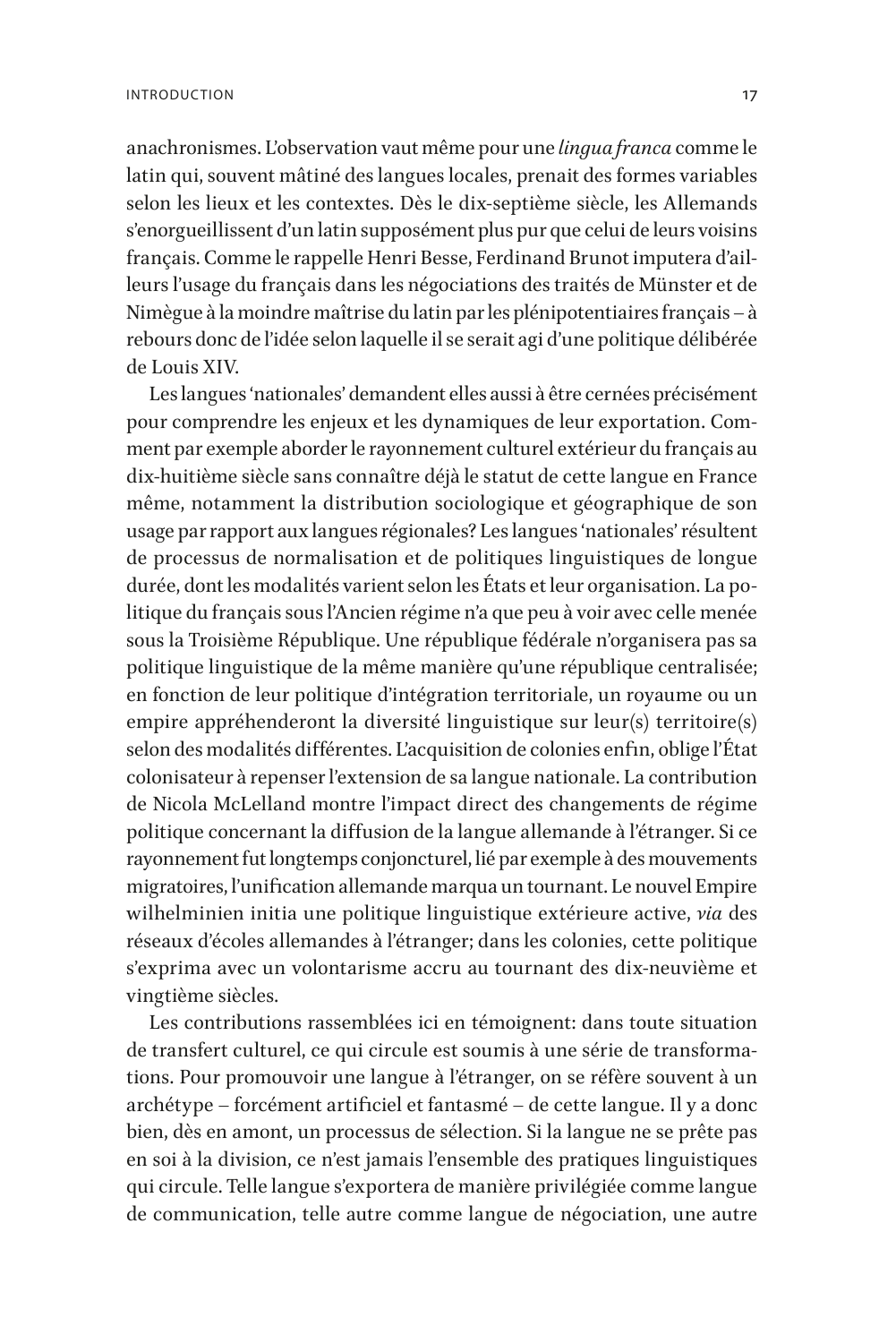anachronismes. L'observation vaut même pour une *lingua franca* comme le latin qui, souvent mâtiné des langues locales, prenait des formes variables selon les lieux et les contextes. Dès le dix-septième siècle, les Allemands s'enorgueillissent d'un latin supposément plus pur que celui de leurs voisins français. Comme le rappelle Henri Besse, Ferdinand Brunot imputera d'ailleurs l'usage du français dans les négociations des traités de Münster et de Nimègue à la moindre maîtrise du latin par les plénipotentiaires français – à rebours donc de l'idée selon laquelle il se serait agi d'une politique délibérée de Louis XIV.

Les langues 'nationales' demandent elles aussi à être cernées précisément pour comprendre les enjeux et les dynamiques de leur exportation. Comment par exemple aborder le rayonnement culturel extérieur du français au dix-huitième siècle sans connaître déjà le statut de cette langue en France même, notamment la distribution sociologique et géographique de son usage par rapport aux langues régionales? Les langues 'nationales' résultent de processus de normalisation et de politiques linguistiques de longue durée, dont les modalités varient selon les États et leur organisation. La politique du français sous l'Ancien régime n'a que peu à voir avec celle menée sous la Troisième République. Une république fédérale n'organisera pas sa politique linguistique de la même manière qu'une république centralisée; en fonction de leur politique d'intégration territoriale, un royaume ou un empire appréhenderont la diversité linguistique sur leur(s) territoire(s) selon des modalités différentes. L'acquisition de colonies enfin, oblige l'État colonisateur à repenser l'extension de sa langue nationale. La contribution de Nicola McLelland montre l'impact direct des changements de régime politique concernant la diffusion de la langue allemande à l'étranger. Si ce rayonnement fut longtemps conjoncturel, lié par exemple à des mouvements migratoires, l'unification allemande marqua un tournant. Le nouvel Empire wilhelminien initia une politique linguistique extérieure active, *via* des réseaux d'écoles allemandes à l'étranger; dans les colonies, cette politique s'exprima avec un volontarisme accru au tournant des dix-neuvième et vingtième siècles.

Les contributions rassemblées ici en témoignent: dans toute situation de transfert culturel, ce qui circule est soumis à une série de transformations. Pour promouvoir une langue à l'étranger, on se réfère souvent à un archétype – forcément artificiel et fantasmé – de cette langue. Il y a donc bien, dès en amont, un processus de sélection. Si la langue ne se prête pas en soi à la division, ce n'est jamais l'ensemble des pratiques linguistiques qui circule. Telle langue s'exportera de manière privilégiée comme langue de communication, telle autre comme langue de négociation, une autre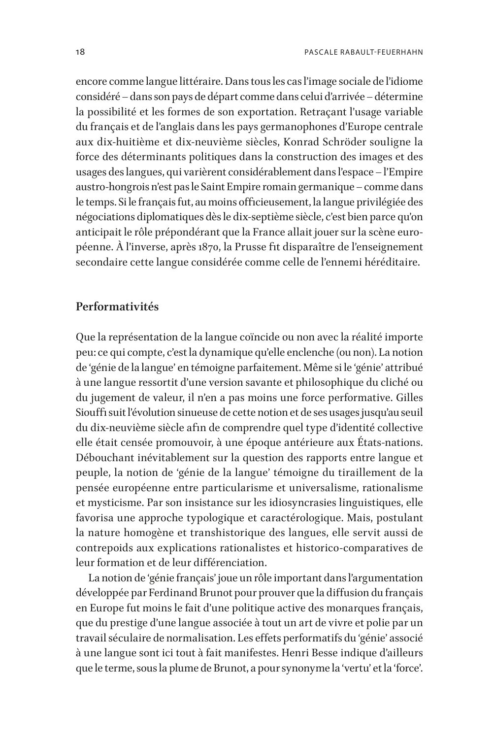encore comme langue littéraire. Dans tous les cas l'image sociale de l'idiome considéré – dans son pays de départ comme dans celui d'arrivée – détermine la possibilité et les formes de son exportation. Retraçant l'usage variable du français et de l'anglais dans les pays germanophones d'Europe centrale aux dix-huitième et dix-neuvième siècles, Konrad Schröder souligne la force des déterminants politiques dans la construction des images et des usages des langues, qui varièrent considérablement dans l'espace – l'Empire austro-hongrois n'est pas le Saint Empire romain germanique – comme dans le temps. Si le français fut, au moins officieusement, la langue privilégiée des négociations diplomatiques dès le dix-septième siècle, c'est bien parce qu'on anticipait le rôle prépondérant que la France allait jouer sur la scène européenne. À l'inverse, après 1870, la Prusse fit disparaître de l'enseignement secondaire cette langue considérée comme celle de l'ennemi héréditaire.

## Performativités

Que la représentation de la langue coïncide ou non avec la réalité importe peu: ce qui compte, c'est la dynamique qu'elle enclenche (ou non). La notion de 'génie de la langue' en témoigne parfaitement. Même si le 'génie' attribué à une langue ressortit d'une version savante et philosophique du cliché ou du jugement de valeur, il n'en a pas moins une force performative. Gilles Siouffi suit l'évolution sinueuse de cette notion et de ses usages jusqu'au seuil du dix-neuvième siècle afin de comprendre quel type d'identité collective elle était censée promouvoir, à une époque antérieure aux États-nations. Débouchant inévitablement sur la question des rapports entre langue et peuple, la notion de 'génie de la langue' témoigne du tiraillement de la pensée européenne entre particularisme et universalisme, rationalisme et mysticisme. Par son insistance sur les idiosyncrasies linguistiques, elle favorisa une approche typologique et caractérologique. Mais, postulant la nature homogène et transhistorique des langues, elle servit aussi de contrepoids aux explications rationalistes et historico-comparatives de leur formation et de leur différenciation.

La notion de 'génie français' joue un rôle important dans l'argumentation développée par Ferdinand Brunot pour prouver que la diffusion du français en Europe fut moins le fait d'une politique active des monarques français, que du prestige d'une langue associée à tout un art de vivre et polie par un travail séculaire de normalisation. Les effets performatifs du 'génie' associé à une langue sont ici tout à fait manifestes. Henri Besse indique d'ailleurs que le terme, sous la plume de Brunot, a pour synonyme la 'vertu' et la 'force'.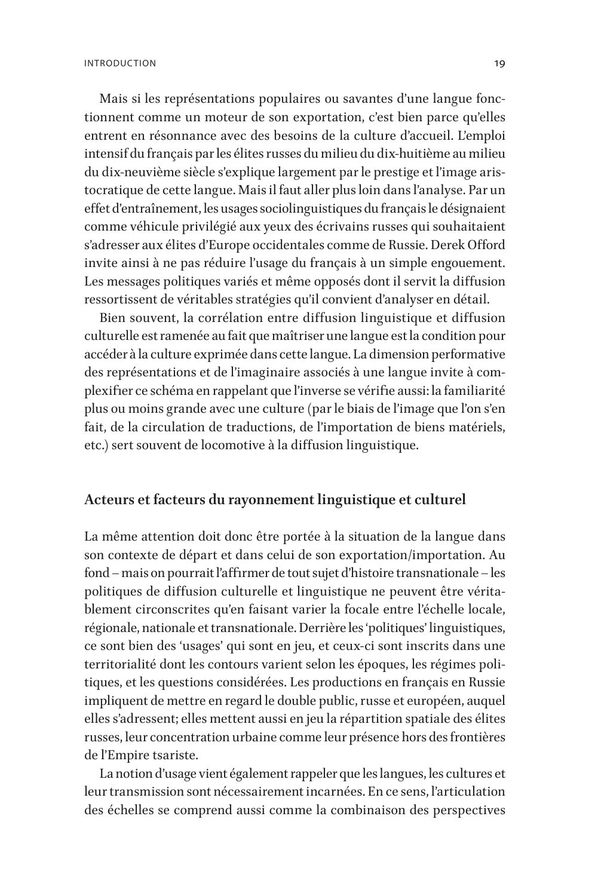Mais si les représentations populaires ou savantes d'une langue fonctionnent comme un moteur de son exportation, c'est bien parce qu'elles entrent en résonnance avec des besoins de la culture d'accueil. L'emploi intensif du français par les élites russes du milieu du dix-huitième au milieu du dix-neuvième siècle s'explique largement par le prestige et l'image aristocratique de cette langue. Mais il faut aller plus loin dans l'analyse. Par un effet d'entraînement, les usages sociolinguistiques du français le désignaient comme véhicule privilégié aux yeux des écrivains russes qui souhaitaient s'adresser aux élites d'Europe occidentales comme de Russie. Derek Offord invite ainsi à ne pas réduire l'usage du français à un simple engouement. Les messages politiques variés et même opposés dont il servit la diffusion ressortissent de véritables stratégies qu'il convient d'analyser en détail.

Bien souvent, la corrélation entre diffusion linguistique et diffusion culturelle est ramenée au fait que maîtriser une langue est la condition pour accéder à la culture exprimée dans cette langue. La dimension performative des représentations et de l'imaginaire associés à une langue invite à complexifier ce schéma en rappelant que l'inverse se vérifie aussi: la familiarité plus ou moins grande avec une culture (par le biais de l'image que l'on s'en fait, de la circulation de traductions, de l'importation de biens matériels, etc.) sert souvent de locomotive à la diffusion linguistique.

## Acteurs et facteurs du rayonnement linguistique et culturel

La même attention doit donc être portée à la situation de la langue dans son contexte de départ et dans celui de son exportation/importation. Au fond – mais on pourrait l'affirmer de tout sujet d'histoire transnationale – les politiques de diffusion culturelle et linguistique ne peuvent être véritablement circonscrites qu'en faisant varier la focale entre l'échelle locale, régionale, nationale et transnationale. Derrière les 'politiques' linguistiques, ce sont bien des 'usages' qui sont en jeu, et ceux-ci sont inscrits dans une territorialité dont les contours varient selon les époques, les régimes politiques, et les questions considérées. Les productions en français en Russie impliquent de mettre en regard le double public, russe et européen, auquel elles s'adressent; elles mettent aussi en jeu la répartition spatiale des élites russes, leur concentration urbaine comme leur présence hors des frontières de l'Empire tsariste.

La notion d'usage vient également rappeler que les langues, les cultures et leur transmission sont nécessairement incarnées. En ce sens, l'articulation des échelles se comprend aussi comme la combinaison des perspectives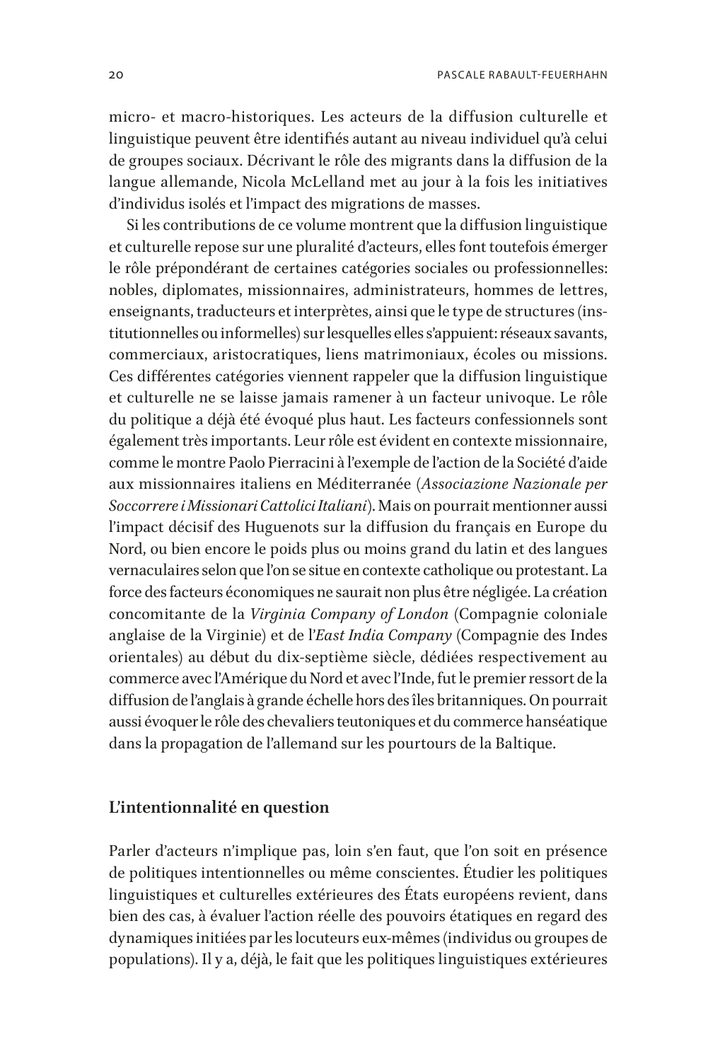micro- et macro-historiques. Les acteurs de la diffusion culturelle et linguistique peuvent être identifiés autant au niveau individuel qu'à celui de groupes sociaux. Décrivant le rôle des migrants dans la diffusion de la langue allemande, Nicola McLelland met au jour à la fois les initiatives d'individus isolés et l'impact des migrations de masses.

Si les contributions de ce volume montrent que la diffusion linguistique et culturelle repose sur une pluralité d'acteurs, elles font toutefois émerger le rôle prépondérant de certaines catégories sociales ou professionnelles: nobles, diplomates, missionnaires, administrateurs, hommes de lettres, enseignants, traducteurs et interprètes, ainsi que le type de structures (institutionnelles ou informelles) sur lesquelles elles s'appuient: réseaux savants, commerciaux, aristocratiques, liens matrimoniaux, écoles ou missions. Ces différentes catégories viennent rappeler que la diffusion linguistique et culturelle ne se laisse jamais ramener à un facteur univoque. Le rôle du politique a déjà été évoqué plus haut. Les facteurs confessionnels sont également très importants. Leur rôle est évident en contexte missionnaire, comme le montre Paolo Pierracini à l'exemple de l'action de la Société d'aide aux missionnaires italiens en Méditerranée (*Associazione Nazionale per Soccorrere i Missionari Cattolici Italiani*). Mais on pourrait mentionner aussi l'impact décisif des Huguenots sur la diffusion du français en Europe du Nord, ou bien encore le poids plus ou moins grand du latin et des langues vernaculaires selon que l'on se situe en contexte catholique ou protestant. La force des facteurs économiques ne saurait non plus être négligée. La création concomitante de la *Virginia Company of London* (Compagnie coloniale anglaise de la Virginie) et de l'*East India Company* (Compagnie des Indes orientales) au début du dix-septième siècle, dédiées respectivement au commerce avec l'Amérique du Nord et avec l'Inde, fut le premier ressort de la diffusion de l'anglais à grande échelle hors des îles britanniques. On pourrait aussi évoquer le rôle des chevaliers teutoniques et du commerce hanséatique dans la propagation de l'allemand sur les pourtours de la Baltique.

### L'intentionnalité en question

Parler d'acteurs n'implique pas, loin s'en faut, que l'on soit en présence de politiques intentionnelles ou même conscientes. Étudier les politiques linguistiques et culturelles extérieures des États européens revient, dans bien des cas, à évaluer l'action réelle des pouvoirs étatiques en regard des dynamiques initiées par les locuteurs eux-mêmes (individus ou groupes de populations). Il y a, déjà, le fait que les politiques linguistiques extérieures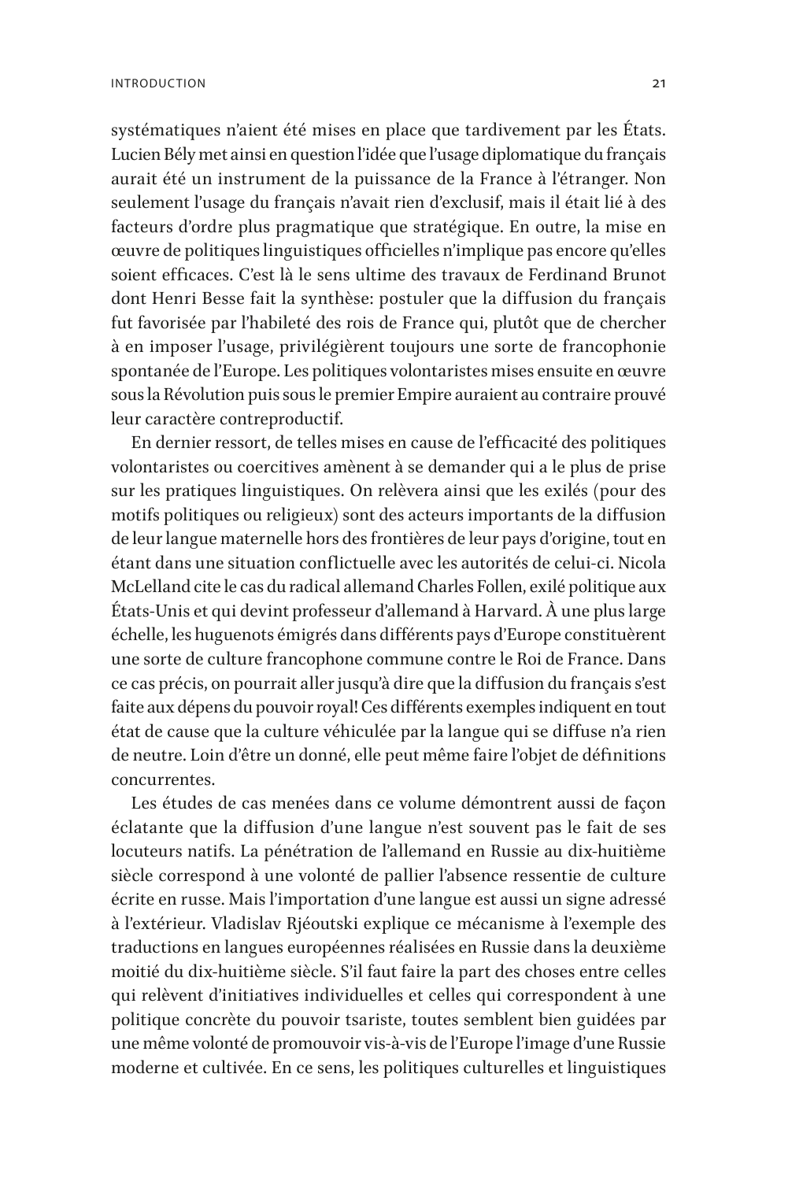systématiques n'aient été mises en place que tardivement par les États. Lucien Bély met ainsi en question l'idée que l'usage diplomatique du français aurait été un instrument de la puissance de la France à l'étranger. Non seulement l'usage du français n'avait rien d'exclusif, mais il était lié à des facteurs d'ordre plus pragmatique que stratégique. En outre, la mise en œuvre de politiques linguistiques officielles n'implique pas encore qu'elles soient efficaces. C'est là le sens ultime des travaux de Ferdinand Brunot dont Henri Besse fait la synthèse: postuler que la diffusion du français fut favorisée par l'habileté des rois de France qui, plutôt que de chercher à en imposer l'usage, privilégièrent toujours une sorte de francophonie spontanée de l'Europe. Les politiques volontaristes mises ensuite en œuvre sous la Révolution puis sous le premier Empire auraient au contraire prouvé leur caractère contreproductif.

En dernier ressort, de telles mises en cause de l'efficacité des politiques volontaristes ou coercitives amènent à se demander qui a le plus de prise sur les pratiques linguistiques. On relèvera ainsi que les exilés (pour des motifs politiques ou religieux) sont des acteurs importants de la diffusion de leur langue maternelle hors des frontières de leur pays d'origine, tout en étant dans une situation conflictuelle avec les autorités de celui-ci. Nicola McLelland cite le cas du radical allemand Charles Follen, exilé politique aux États-Unis et qui devint professeur d'allemand à Harvard. À une plus large échelle, les huguenots émigrés dans différents pays d'Europe constituèrent une sorte de culture francophone commune contre le Roi de France. Dans ce cas précis, on pourrait aller jusqu'à dire que la diffusion du français s'est faite aux dépens du pouvoir royal! Ces différents exemples indiquent en tout état de cause que la culture véhiculée par la langue qui se diffuse n'a rien de neutre. Loin d'être un donné, elle peut même faire l'objet de définitions concurrentes.

Les études de cas menées dans ce volume démontrent aussi de façon éclatante que la diffusion d'une langue n'est souvent pas le fait de ses locuteurs natifs. La pénétration de l'allemand en Russie au dix-huitième siècle correspond à une volonté de pallier l'absence ressentie de culture écrite en russe. Mais l'importation d'une langue est aussi un signe adressé à l'extérieur. Vladislav Rjéoutski explique ce mécanisme à l'exemple des traductions en langues européennes réalisées en Russie dans la deuxième moitié du dix-huitième siècle. S'il faut faire la part des choses entre celles qui relèvent d'initiatives individuelles et celles qui correspondent à une politique concrète du pouvoir tsariste, toutes semblent bien guidées par une même volonté de promouvoir vis-à-vis de l'Europe l'image d'une Russie moderne et cultivée. En ce sens, les politiques culturelles et linguistiques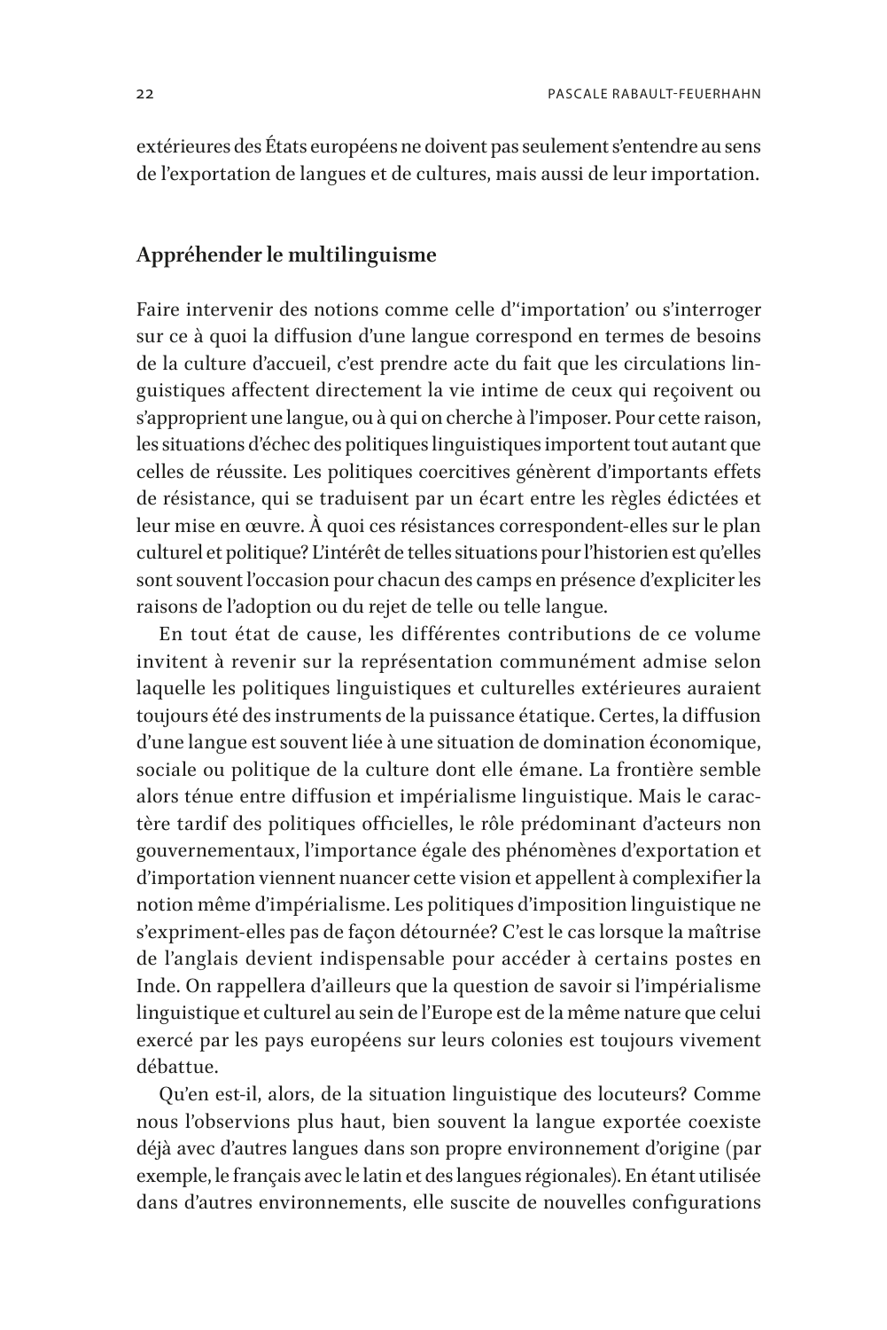extérieures des États européens ne doivent pas seulement s'entendre au sens de l'exportation de langues et de cultures, mais aussi de leur importation.

## Appréhender le multilinguisme

Faire intervenir des notions comme celle d''importation' ou s'interroger sur ce à quoi la diffusion d'une langue correspond en termes de besoins de la culture d'accueil, c'est prendre acte du fait que les circulations linguistiques affectent directement la vie intime de ceux qui reçoivent ou s'approprient une langue, ou à qui on cherche à l'imposer. Pour cette raison, les situations d'échec des politiques linguistiques importent tout autant que celles de réussite. Les politiques coercitives génèrent d'importants effets de résistance, qui se traduisent par un écart entre les règles édictées et leur mise en œuvre. À quoi ces résistances correspondent-elles sur le plan culturel et politique? L'intérêt de telles situations pour l'historien est qu'elles sont souvent l'occasion pour chacun des camps en présence d'expliciter les raisons de l'adoption ou du rejet de telle ou telle langue.

En tout état de cause, les différentes contributions de ce volume invitent à revenir sur la représentation communément admise selon laquelle les politiques linguistiques et culturelles extérieures auraient toujours été des instruments de la puissance étatique. Certes, la diffusion d'une langue est souvent liée à une situation de domination économique, sociale ou politique de la culture dont elle émane. La frontière semble alors ténue entre diffusion et impérialisme linguistique. Mais le caractère tardif des politiques officielles, le rôle prédominant d'acteurs non gouvernementaux, l'importance égale des phénomènes d'exportation et d'importation viennent nuancer cette vision et appellent à complexifier la notion même d'impérialisme. Les politiques d'imposition linguistique ne s'expriment-elles pas de façon détournée? C'est le cas lorsque la maîtrise de l'anglais devient indispensable pour accéder à certains postes en Inde. On rappellera d'ailleurs que la question de savoir si l'impérialisme linguistique et culturel au sein de l'Europe est de la même nature que celui exercé par les pays européens sur leurs colonies est toujours vivement débattue.

Qu'en est-il, alors, de la situation linguistique des locuteurs? Comme nous l'observions plus haut, bien souvent la langue exportée coexiste déjà avec d'autres langues dans son propre environnement d'origine (par exemple, le français avec le latin et des langues régionales). En étant utilisée dans d'autres environnements, elle suscite de nouvelles configurations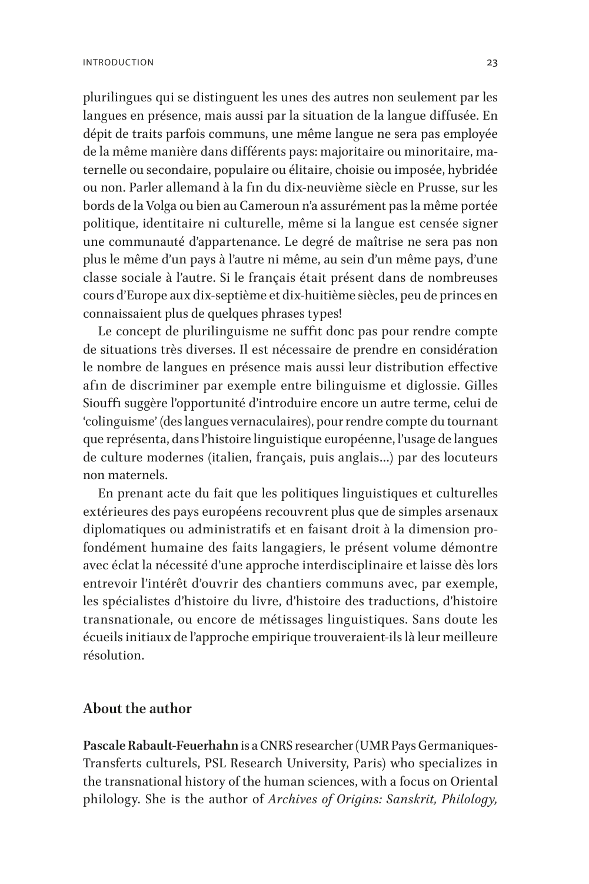plurilingues qui se distinguent les unes des autres non seulement par les langues en présence, mais aussi par la situation de la langue diffusée. En dépit de traits parfois communs, une même langue ne sera pas employée de la même manière dans différents pays: majoritaire ou minoritaire, maternelle ou secondaire, populaire ou élitaire, choisie ou imposée, hybridée ou non. Parler allemand à la fin du dix-neuvième siècle en Prusse, sur les bords de la Volga ou bien au Cameroun n'a assurément pas la même portée politique, identitaire ni culturelle, même si la langue est censée signer une communauté d'appartenance. Le degré de maîtrise ne sera pas non plus le même d'un pays à l'autre ni même, au sein d'un même pays, d'une classe sociale à l'autre. Si le français était présent dans de nombreuses cours d'Europe aux dix-septième et dix-huitième siècles, peu de princes en connaissaient plus de quelques phrases types!

Le concept de plurilinguisme ne suffit donc pas pour rendre compte de situations très diverses. Il est nécessaire de prendre en considération le nombre de langues en présence mais aussi leur distribution effective afin de discriminer par exemple entre bilinguisme et diglossie. Gilles Siouffi suggère l'opportunité d'introduire encore un autre terme, celui de 'colinguisme' (des langues vernaculaires), pour rendre compte du tournant que représenta, dans l'histoire linguistique européenne, l'usage de langues de culture modernes (italien, français, puis anglais…) par des locuteurs non maternels.

En prenant acte du fait que les politiques linguistiques et culturelles extérieures des pays européens recouvrent plus que de simples arsenaux diplomatiques ou administratifs et en faisant droit à la dimension profondément humaine des faits langagiers, le présent volume démontre avec éclat la nécessité d'une approche interdisciplinaire et laisse dès lors entrevoir l'intérêt d'ouvrir des chantiers communs avec, par exemple, les spécialistes d'histoire du livre, d'histoire des traductions, d'histoire transnationale, ou encore de métissages linguistiques. Sans doute les écueils initiaux de l'approche empirique trouveraient-ils là leur meilleure résolution.

## About the author

**Pascale Rabault-Feuerhahn** is a CNRS researcher (UMR Pays Germaniques-Transferts culturels, PSL Research University, Paris) who specializes in the transnational history of the human sciences, with a focus on Oriental philology. She is the author of *Archives of Origins: Sanskrit, Philology,*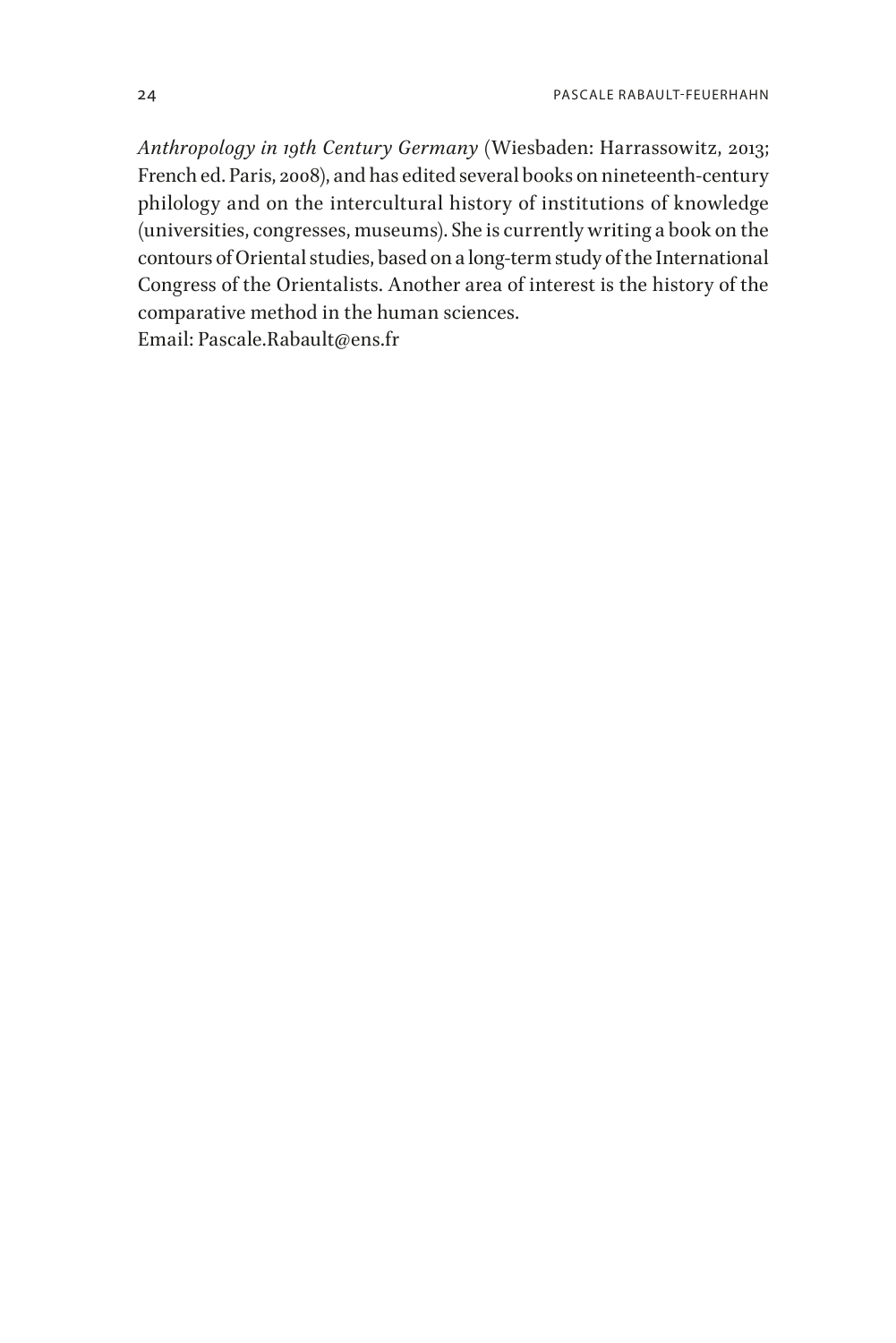*Anthropology in 19th Century Germany* (Wiesbaden: Harrassowitz, 2013; French ed. Paris, 2008), and has edited several books on nineteenth-century philology and on the intercultural history of institutions of knowledge (universities, congresses, museums). She is currently writing a book on the contours of Oriental studies, based on a long-term study of the International Congress of the Orientalists. Another area of interest is the history of the comparative method in the human sciences.
Email: Pascale.Rabault@ens.fr